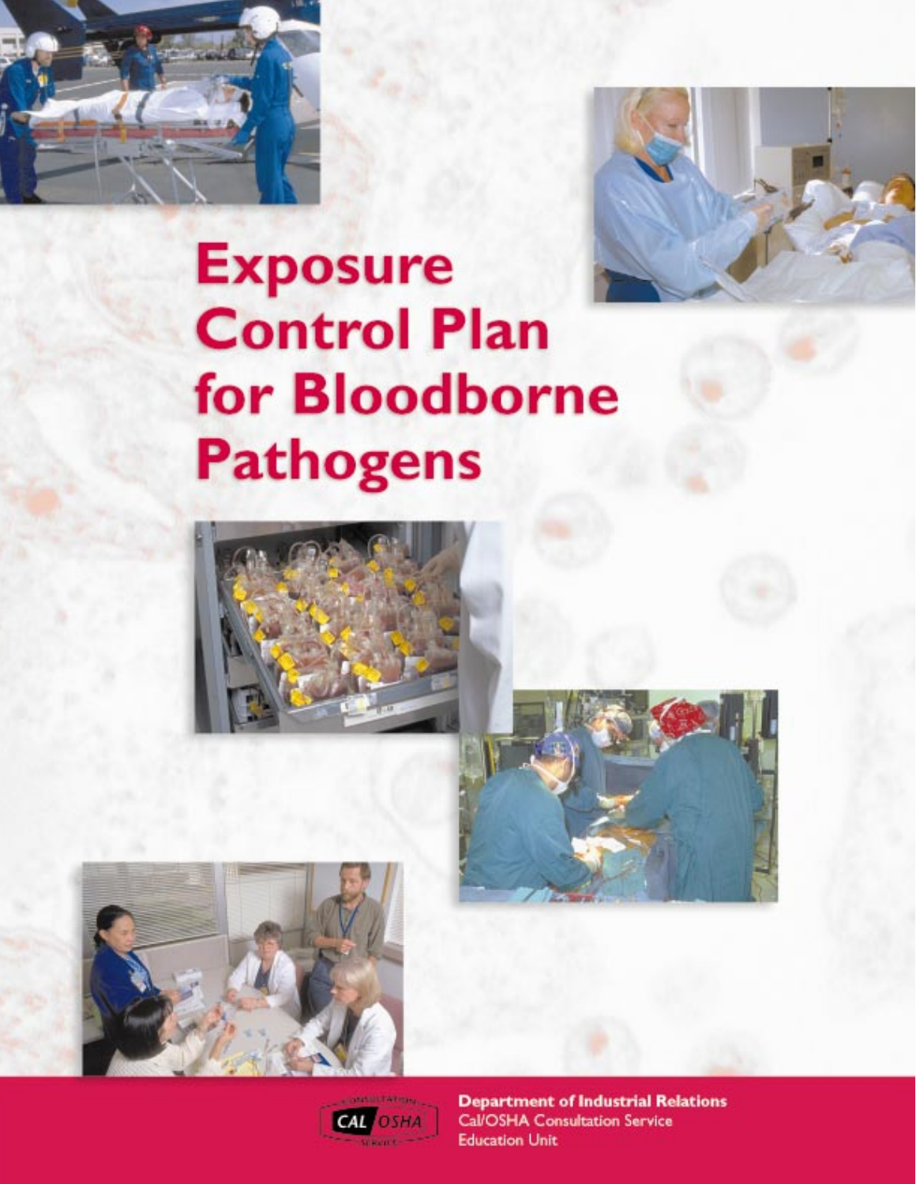# Exposure Control Plan for Bloodborne Pathogens

**Department of Industrial Relations**
Cal/OSHA Consultation Service
Education Unit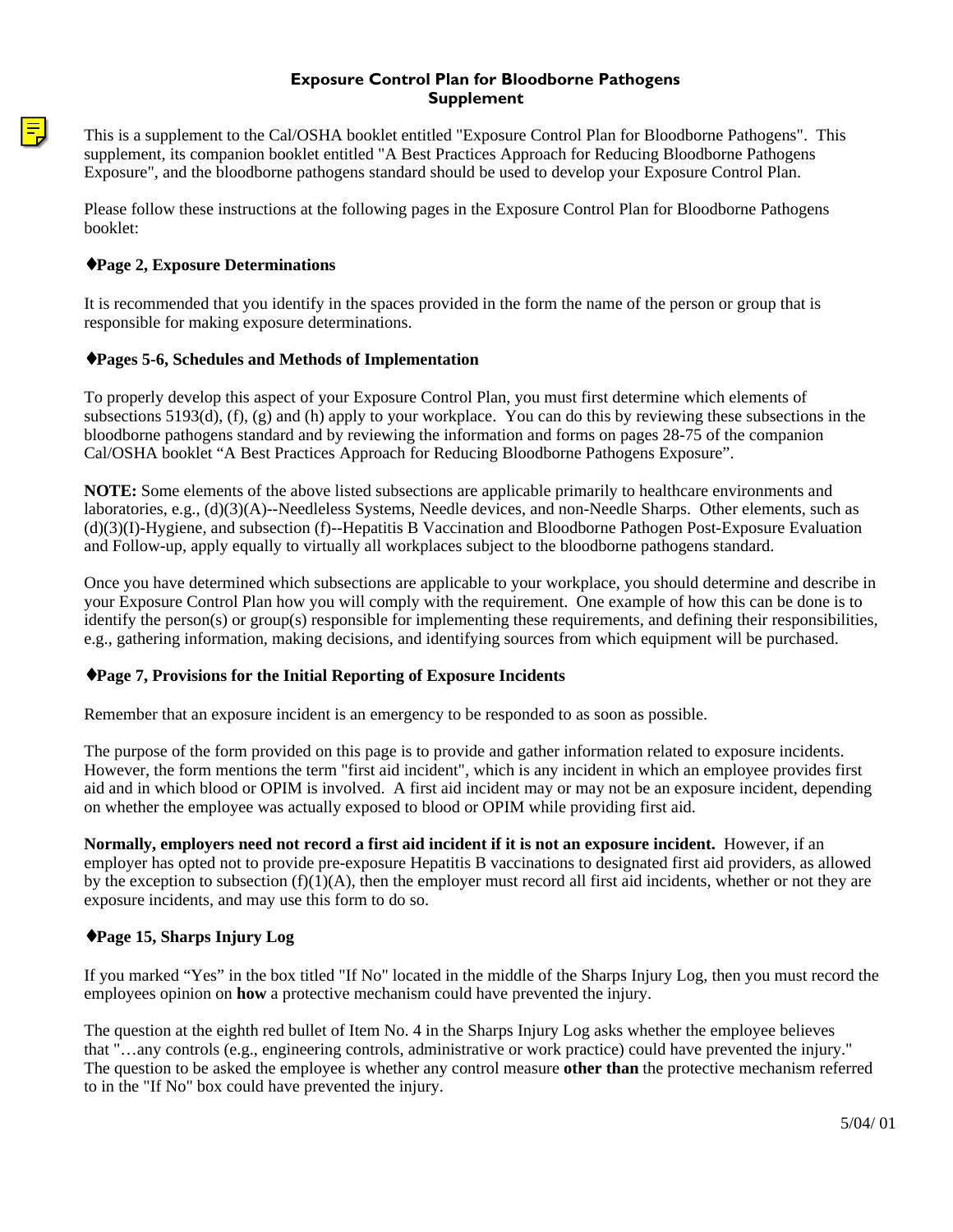# Exposure Control Plan for Bloodborne Pathogens
## Supplement

This is a supplement to the Cal/OSHA booklet entitled "Exposure Control Plan for Bloodborne Pathogens". This supplement, its companion booklet entitled "A Best Practices Approach for Reducing Bloodborne Pathogens Exposure", and the bloodborne pathogens standard should be used to develop your Exposure Control Plan.

Please follow these instructions at the following pages in the Exposure Control Plan for Bloodborne Pathogens booklet:

### ♦Page 2, Exposure Determinations

It is recommended that you identify in the spaces provided in the form the name of the person or group that is responsible for making exposure determinations.

### ♦Pages 5-6, Schedules and Methods of Implementation

To properly develop this aspect of your Exposure Control Plan, you must first determine which elements of subsections 5193(d), (f), (g) and (h) apply to your workplace. You can do this by reviewing these subsections in the bloodborne pathogens standard and by reviewing the information and forms on pages 28-75 of the companion Cal/OSHA booklet "A Best Practices Approach for Reducing Bloodborne Pathogens Exposure".

**NOTE:** Some elements of the above listed subsections are applicable primarily to healthcare environments and laboratories, e.g., (d)(3)(A)--Needleless Systems, Needle devices, and non-Needle Sharps. Other elements, such as (d)(3)(I)-Hygiene, and subsection (f)--Hepatitis B Vaccination and Bloodborne Pathogen Post-Exposure Evaluation and Follow-up, apply equally to virtually all workplaces subject to the bloodborne pathogens standard.

Once you have determined which subsections are applicable to your workplace, you should determine and describe in your Exposure Control Plan how you will comply with the requirement. One example of how this can be done is to identify the person(s) or group(s) responsible for implementing these requirements, and defining their responsibilities, e.g., gathering information, making decisions, and identifying sources from which equipment will be purchased.

### ♦Page 7, Provisions for the Initial Reporting of Exposure Incidents

Remember that an exposure incident is an emergency to be responded to as soon as possible.

The purpose of the form provided on this page is to provide and gather information related to exposure incidents. However, the form mentions the term "first aid incident", which is any incident in which an employee provides first aid and in which blood or OPIM is involved. A first aid incident may or may not be an exposure incident, depending on whether the employee was actually exposed to blood or OPIM while providing first aid.

**Normally, employers need not record a first aid incident if it is not an exposure incident.** However, if an employer has opted not to provide pre-exposure Hepatitis B vaccinations to designated first aid providers, as allowed by the exception to subsection (f)(1)(A), then the employer must record all first aid incidents, whether or not they are exposure incidents, and may use this form to do so.

### ♦Page 15, Sharps Injury Log

If you marked "Yes" in the box titled "If No" located in the middle of the Sharps Injury Log, then you must record the employees opinion on **how** a protective mechanism could have prevented the injury.

The question at the eighth red bullet of Item No. 4 in the Sharps Injury Log asks whether the employee believes that "…any controls (e.g., engineering controls, administrative or work practice) could have prevented the injury." The question to be asked the employee is whether any control measure **other than** the protective mechanism referred to in the "If No" box could have prevented the injury.

5/04/ 01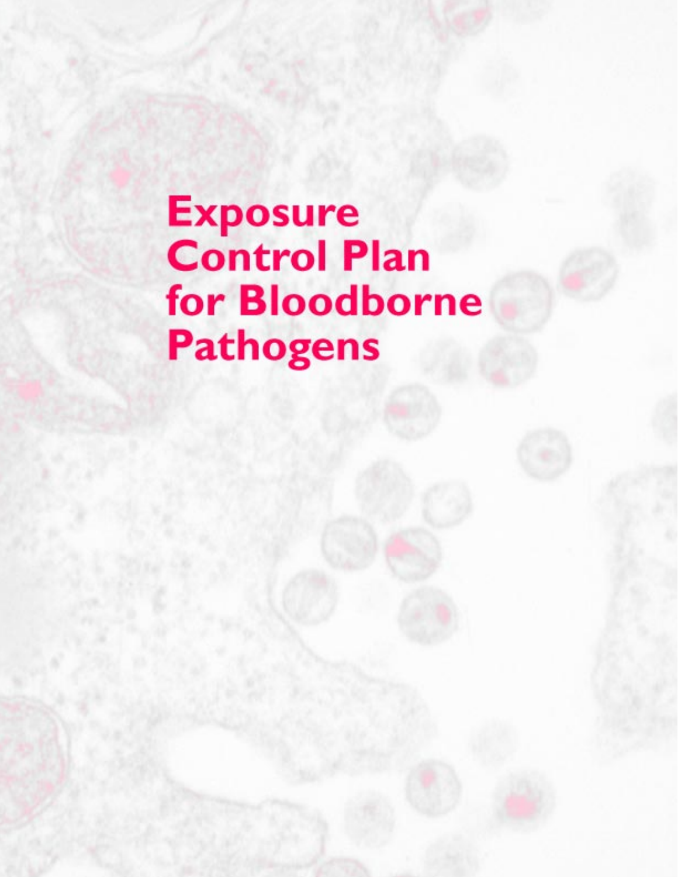# Exposure Control Plan for Bloodborne Pathogens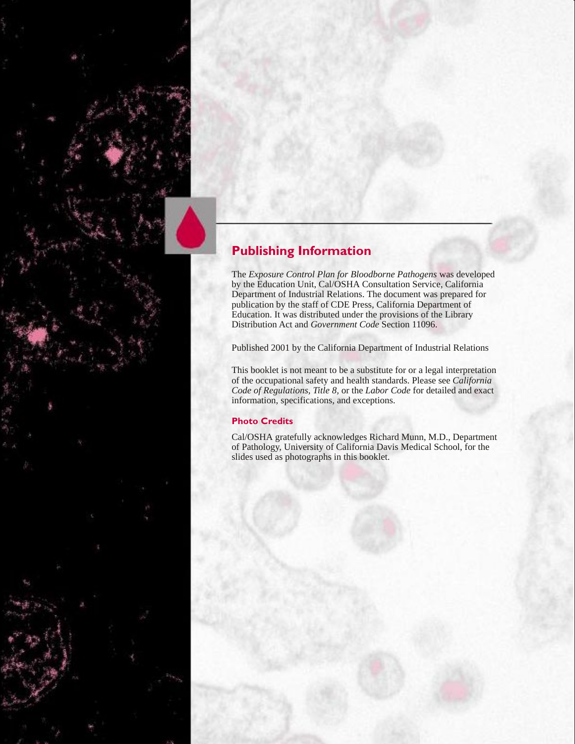## Publishing Information

The *Exposure Control Plan for Bloodborne Pathogens* was developed by the Education Unit, Cal/OSHA Consultation Service, California Department of Industrial Relations. The document was prepared for publication by the staff of CDE Press, California Department of Education. It was distributed under the provisions of the Library Distribution Act and *Government Code* Section 11096.

Published 2001 by the California Department of Industrial Relations

This booklet is not meant to be a substitute for or a legal interpretation of the occupational safety and health standards. Please see *California Code of Regulations, Title 8,* or the *Labor Code* for detailed and exact information, specifications, and exceptions.

### Photo Credits

Cal/OSHA gratefully acknowledges Richard Munn, M.D., Department of Pathology, University of California Davis Medical School, for the slides used as photographs in this booklet.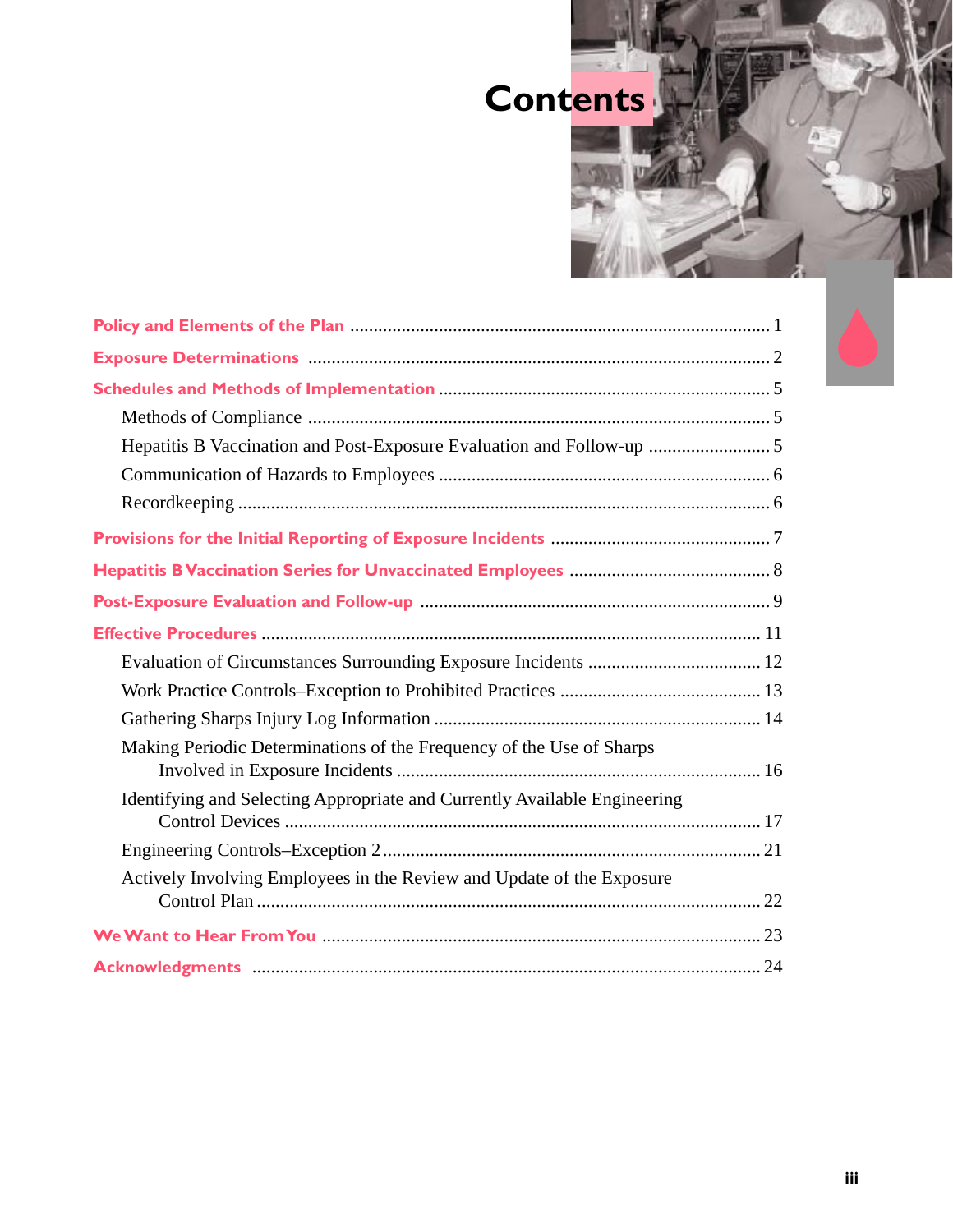# Contents

Policy and Elements of the Plan ........................................................................................ 1

Exposure Determinations .................................................................................................... 2

Schedules and Methods of Implementation ....................................................................... 5

- Methods of Compliance .................................................................................................... 5
- Hepatitis B Vaccination and Post-Exposure Evaluation and Follow-up .......................... 5
- Communication of Hazards to Employees ...................................................................... 6
- Recordkeeping .................................................................................................................. 6

Provisions for the Initial Reporting of Exposure Incidents ............................................... 7

Hepatitis B Vaccination Series for Unvaccinated Employees ........................................... 8

Post-Exposure Evaluation and Follow-up .......................................................................... 9

Effective Procedures ........................................................................................................... 11

- Evaluation of Circumstances Surrounding Exposure Incidents ..................................... 12
- Work Practice Controls–Exception to Prohibited Practices ........................................... 13
- Gathering Sharps Injury Log Information ...................................................................... 14
- Making Periodic Determinations of the Frequency of the Use of Sharps Involved in Exposure Incidents ................................................................................ 16
- Identifying and Selecting Appropriate and Currently Available Engineering Control Devices ..................................................................................................... 17
- Engineering Controls–Exception 2 ................................................................................. 21
- Actively Involving Employees in the Review and Update of the Exposure Control Plan ............................................................................................................ 22

We Want to Hear From You .............................................................................................. 23

Acknowledgments .............................................................................................................. 24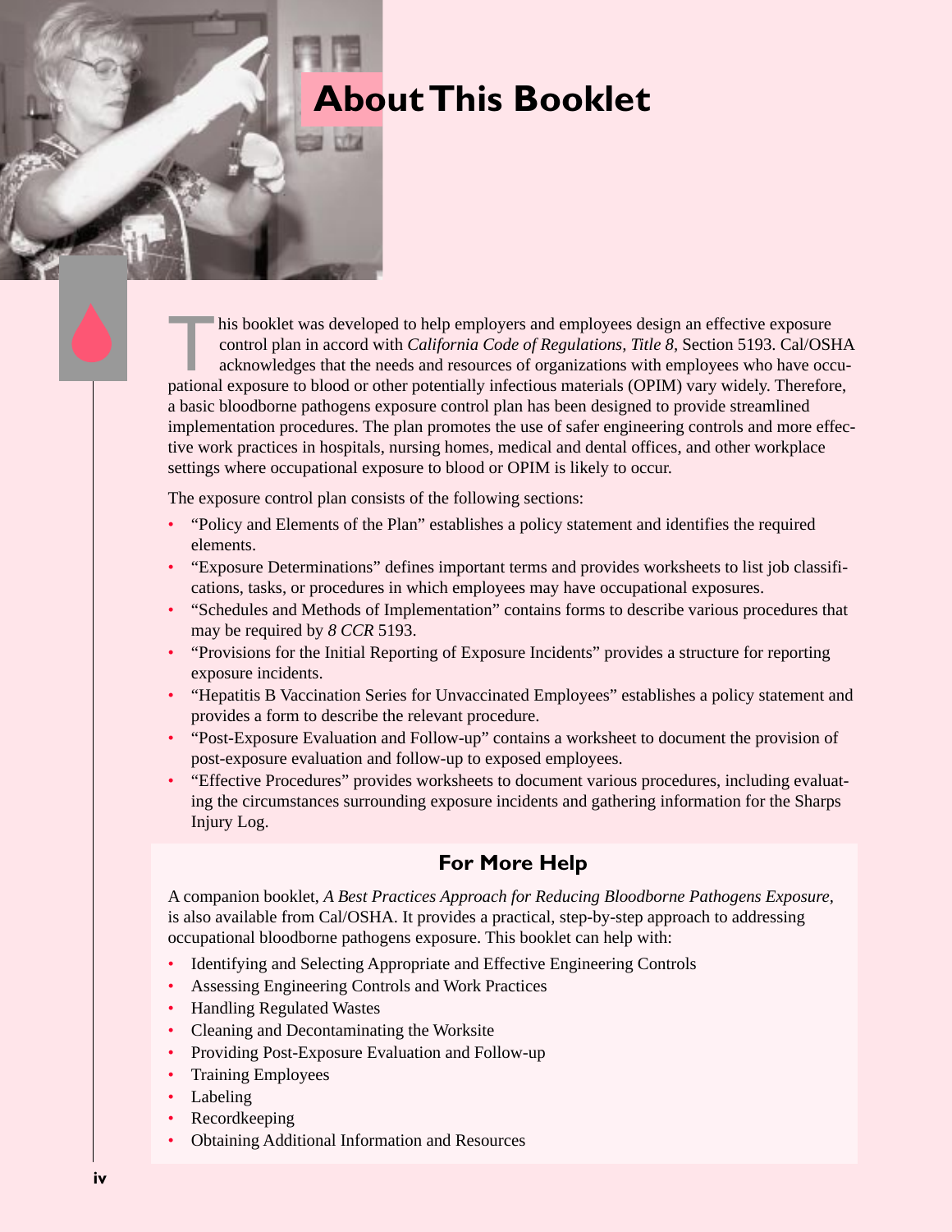# About This Booklet

This booklet was developed to help employers and employees design an effective exposure control plan in accord with *California Code of Regulations, Title 8,* Section 5193. Cal/OSHA acknowledges that the needs and resources of organizations with employees who have occupational exposure to blood or other potentially infectious materials (OPIM) vary widely. Therefore, a basic bloodborne pathogens exposure control plan has been designed to provide streamlined implementation procedures. The plan promotes the use of safer engineering controls and more effective work practices in hospitals, nursing homes, medical and dental offices, and other workplace settings where occupational exposure to blood or OPIM is likely to occur.

The exposure control plan consists of the following sections:

- "Policy and Elements of the Plan" establishes a policy statement and identifies the required elements.
- "Exposure Determinations" defines important terms and provides worksheets to list job classifications, tasks, or procedures in which employees may have occupational exposures.
- "Schedules and Methods of Implementation" contains forms to describe various procedures that may be required by *8 CCR* 5193.
- "Provisions for the Initial Reporting of Exposure Incidents" provides a structure for reporting exposure incidents.
- "Hepatitis B Vaccination Series for Unvaccinated Employees" establishes a policy statement and provides a form to describe the relevant procedure.
- "Post-Exposure Evaluation and Follow-up" contains a worksheet to document the provision of post-exposure evaluation and follow-up to exposed employees.
- "Effective Procedures" provides worksheets to document various procedures, including evaluating the circumstances surrounding exposure incidents and gathering information for the Sharps Injury Log.

## For More Help

A companion booklet, *A Best Practices Approach for Reducing Bloodborne Pathogens Exposure,* is also available from Cal/OSHA. It provides a practical, step-by-step approach to addressing occupational bloodborne pathogens exposure. This booklet can help with:

- Identifying and Selecting Appropriate and Effective Engineering Controls
- Assessing Engineering Controls and Work Practices
- Handling Regulated Wastes
- Cleaning and Decontaminating the Worksite
- Providing Post-Exposure Evaluation and Follow-up
- Training Employees
- Labeling
- Recordkeeping
- Obtaining Additional Information and Resources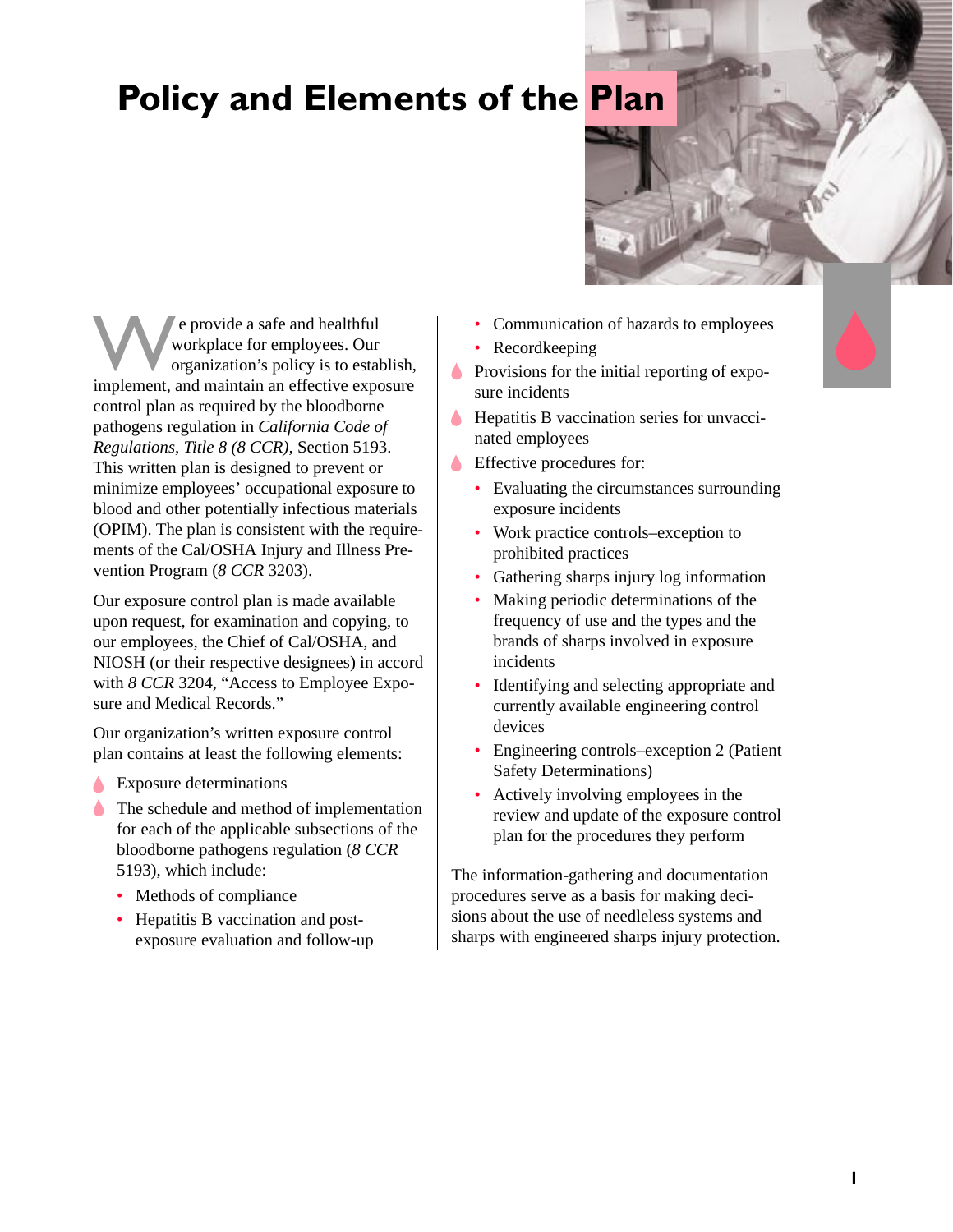# Policy and Elements of the Plan

We provide a safe and healthful workplace for employees. Our organization's policy is to establish, implement, and maintain an effective exposure control plan as required by the bloodborne pathogens regulation in *California Code of Regulations, Title 8 (8 CCR),* Section 5193. This written plan is designed to prevent or minimize employees' occupational exposure to blood and other potentially infectious materials (OPIM). The plan is consistent with the requirements of the Cal/OSHA Injury and Illness Prevention Program (*8 CCR* 3203).

Our exposure control plan is made available upon request, for examination and copying, to our employees, the Chief of Cal/OSHA, and NIOSH (or their respective designees) in accord with *8 CCR* 3204, "Access to Employee Exposure and Medical Records."

Our organization's written exposure control plan contains at least the following elements:

- Exposure determinations
- The schedule and method of implementation for each of the applicable subsections of the bloodborne pathogens regulation (*8 CCR* 5193), which include:
  - Methods of compliance
  - Hepatitis B vaccination and post-exposure evaluation and follow-up
  - Communication of hazards to employees
  - Recordkeeping
- Provisions for the initial reporting of exposure incidents
- Hepatitis B vaccination series for unvaccinated employees
- Effective procedures for:
  - Evaluating the circumstances surrounding exposure incidents
  - Work practice controls–exception to prohibited practices
  - Gathering sharps injury log information
  - Making periodic determinations of the frequency of use and the types and the brands of sharps involved in exposure incidents
  - Identifying and selecting appropriate and currently available engineering control devices
  - Engineering controls–exception 2 (Patient Safety Determinations)
  - Actively involving employees in the review and update of the exposure control plan for the procedures they perform

The information-gathering and documentation procedures serve as a basis for making decisions about the use of needleless systems and sharps with engineered sharps injury protection.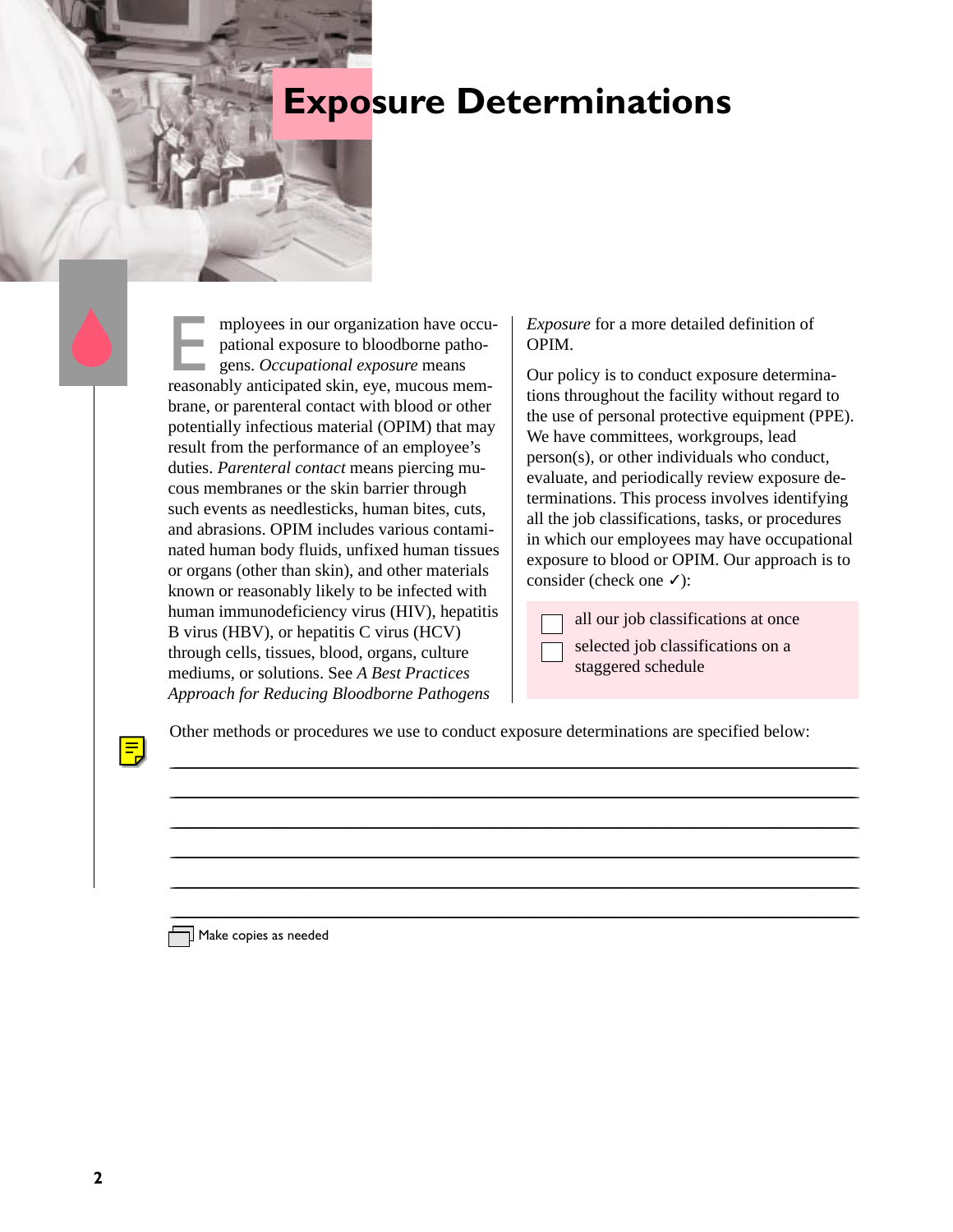# Exposure Determinations

Employees in our organization have occupational exposure to bloodborne pathogens. *Occupational exposure* means reasonably anticipated skin, eye, mucous membrane, or parenteral contact with blood or other potentially infectious material (OPIM) that may result from the performance of an employee's duties. *Parenteral contact* means piercing mucous membranes or the skin barrier through such events as needlesticks, human bites, cuts, and abrasions. OPIM includes various contaminated human body fluids, unfixed human tissues or organs (other than skin), and other materials known or reasonably likely to be infected with human immunodeficiency virus (HIV), hepatitis B virus (HBV), or hepatitis C virus (HCV) through cells, tissues, blood, organs, culture mediums, or solutions. See *A Best Practices Approach for Reducing Bloodborne Pathogens Exposure* for a more detailed definition of OPIM.

Our policy is to conduct exposure determinations throughout the facility without regard to the use of personal protective equipment (PPE). We have committees, workgroups, lead person(s), or other individuals who conduct, evaluate, and periodically review exposure determinations. This process involves identifying all the job classifications, tasks, or procedures in which our employees may have occupational exposure to blood or OPIM. Our approach is to consider (check one ✓):

- ☐ all our job classifications at once
- ☐ selected job classifications on a staggered schedule

Other methods or procedures we use to conduct exposure determinations are specified below:

______________________________________________________________________

______________________________________________________________________

______________________________________________________________________

______________________________________________________________________

______________________________________________________________________

______________________________________________________________________

Make copies as needed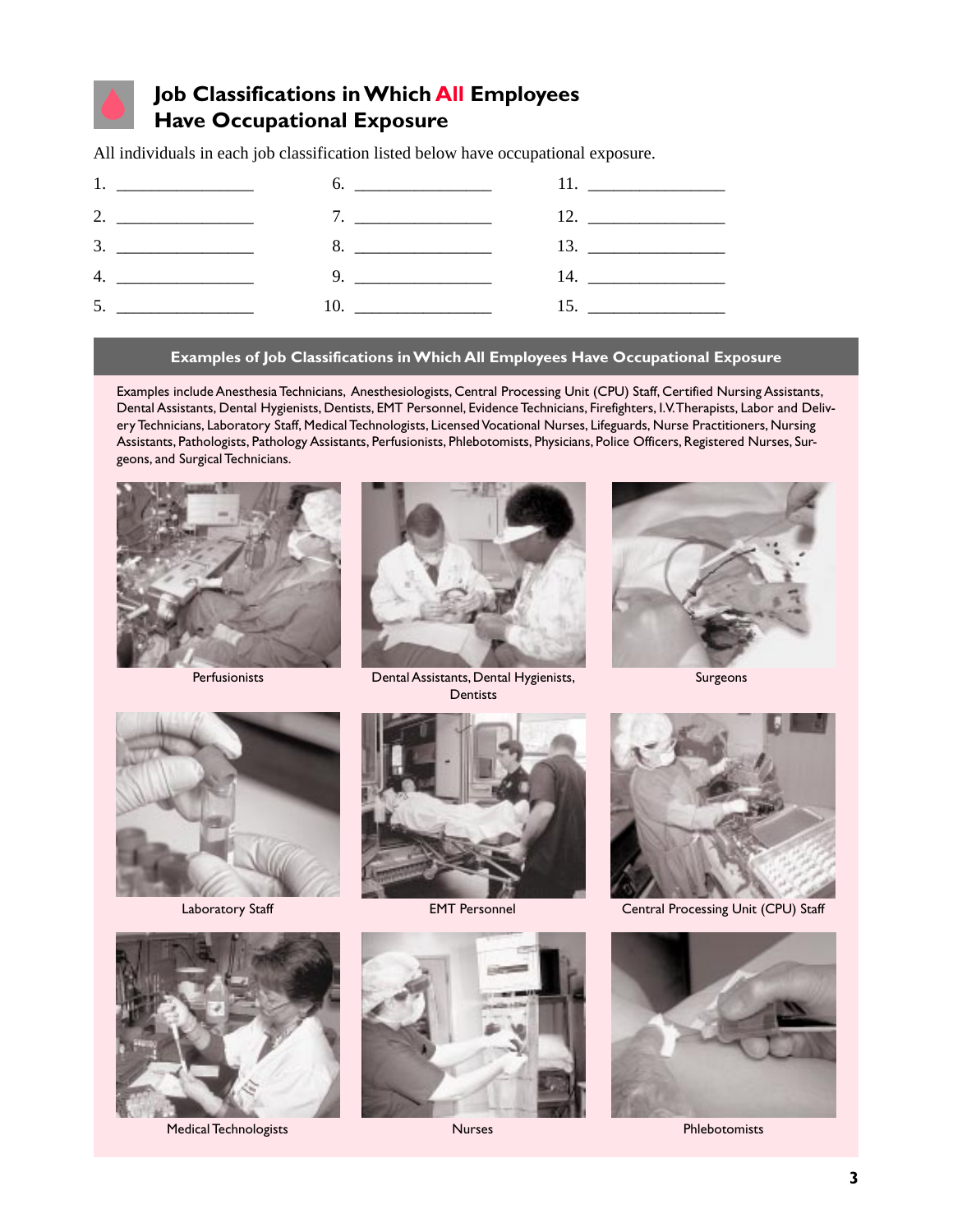## Job Classifications in Which All Employees Have Occupational Exposure

All individuals in each job classification listed below have occupational exposure.

| | | |
|---|---|---|
| 1. ________________ | 6. ________________ | 11. ________________ |
| 2. ________________ | 7. ________________ | 12. ________________ |
| 3. ________________ | 8. ________________ | 13. ________________ |
| 4. ________________ | 9. ________________ | 14. ________________ |
| 5. ________________ | 10. ________________ | 15. ________________ |

### Examples of Job Classifications in Which All Employees Have Occupational Exposure

Examples include Anesthesia Technicians, Anesthesiologists, Central Processing Unit (CPU) Staff, Certified Nursing Assistants, Dental Assistants, Dental Hygienists, Dentists, EMT Personnel, Evidence Technicians, Firefighters, I.V. Therapists, Labor and Delivery Technicians, Laboratory Staff, Medical Technologists, Licensed Vocational Nurses, Lifeguards, Nurse Practitioners, Nursing Assistants, Pathologists, Pathology Assistants, Perfusionists, Phlebotomists, Physicians, Police Officers, Registered Nurses, Surgeons, and Surgical Technicians.

Perfusionists

Dental Assistants, Dental Hygienists, Dentists

Surgeons

Laboratory Staff

EMT Personnel

Central Processing Unit (CPU) Staff

Medical Technologists

Nurses

Phlebotomists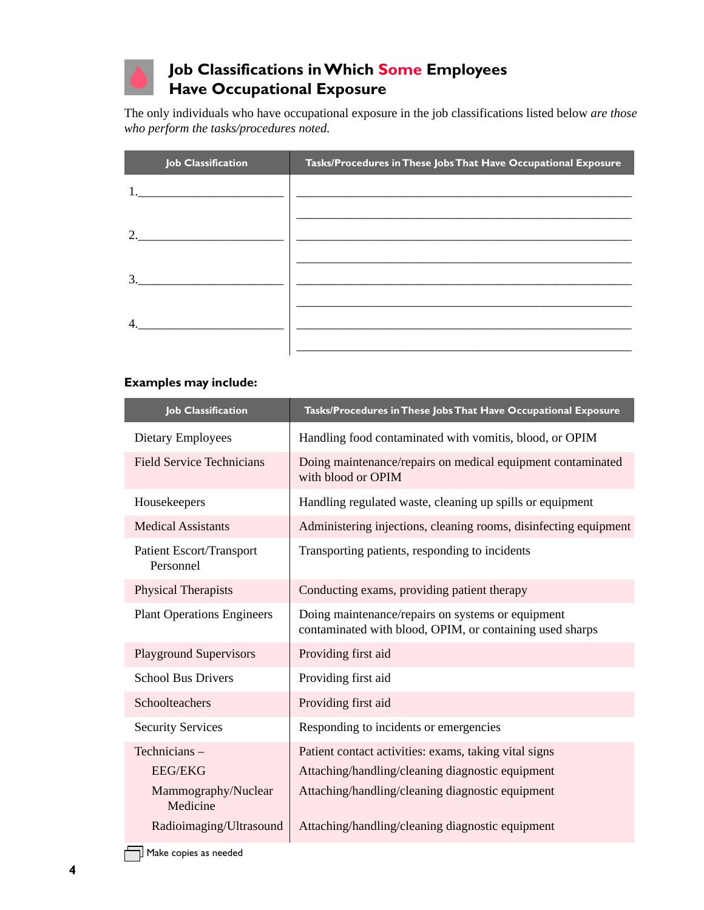## Job Classifications in Which Some Employees Have Occupational Exposure

The only individuals who have occupational exposure in the job classifications listed below *are those who perform the tasks/procedures noted.*

| Job Classification | Tasks/Procedures in These Jobs That Have Occupational Exposure |
|---|---|
| 1.______________________ | ______________________________________________ |
| | ______________________________________________ |
| 2.______________________ | ______________________________________________ |
| | ______________________________________________ |
| 3.______________________ | ______________________________________________ |
| | ______________________________________________ |
| 4.______________________ | ______________________________________________ |
| | ______________________________________________ |

**Examples may include:**

| Job Classification | Tasks/Procedures in These Jobs That Have Occupational Exposure |
|---|---|
| Dietary Employees | Handling food contaminated with vomitis, blood, or OPIM |
| Field Service Technicians | Doing maintenance/repairs on medical equipment contaminated with blood or OPIM |
| Housekeepers | Handling regulated waste, cleaning up spills or equipment |
| Medical Assistants | Administering injections, cleaning rooms, disinfecting equipment |
| Patient Escort/Transport Personnel | Transporting patients, responding to incidents |
| Physical Therapists | Conducting exams, providing patient therapy |
| Plant Operations Engineers | Doing maintenance/repairs on systems or equipment contaminated with blood, OPIM, or containing used sharps |
| Playground Supervisors | Providing first aid |
| School Bus Drivers | Providing first aid |
| Schoolteachers | Providing first aid |
| Security Services | Responding to incidents or emergencies |
| Technicians – | Patient contact activities: exams, taking vital signs |
| EEG/EKG | Attaching/handling/cleaning diagnostic equipment |
| Mammography/Nuclear Medicine | Attaching/handling/cleaning diagnostic equipment |
| Radioimaging/Ultrasound | Attaching/handling/cleaning diagnostic equipment |

Make copies as needed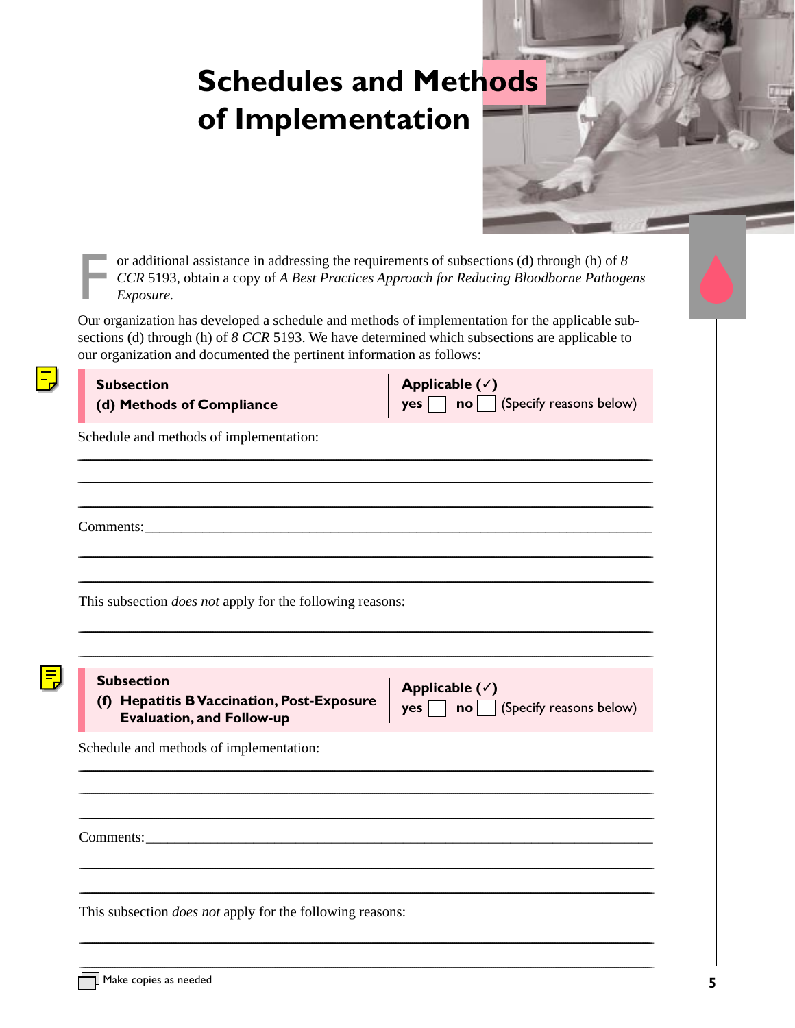# Schedules and Methods of Implementation

For additional assistance in addressing the requirements of subsections (d) through (h) of *8 CCR* 5193, obtain a copy of *A Best Practices Approach for Reducing Bloodborne Pathogens Exposure.*

Our organization has developed a schedule and methods of implementation for the applicable subsections (d) through (h) of *8 CCR* 5193. We have determined which subsections are applicable to our organization and documented the pertinent information as follows:

| **Subsection** | **Applicable (✓)** |
| --- | --- |
| **(d) Methods of Compliance** | **yes** ☐ **no** ☐ (Specify reasons below) |

Schedule and methods of implementation:

______________________________________________________________________

______________________________________________________________________

______________________________________________________________________

Comments:_____________________________________________________________

______________________________________________________________________

______________________________________________________________________

This subsection *does not* apply for the following reasons:

______________________________________________________________________

______________________________________________________________________

| **Subsection** | **Applicable (✓)** |
| --- | --- |
| **(f) Hepatitis B Vaccination, Post-Exposure Evaluation, and Follow-up** | **yes** ☐ **no** ☐ (Specify reasons below) |

Schedule and methods of implementation:

______________________________________________________________________

______________________________________________________________________

______________________________________________________________________

Comments:_____________________________________________________________

______________________________________________________________________

______________________________________________________________________

This subsection *does not* apply for the following reasons:

______________________________________________________________________

______________________________________________________________________

Make copies as needed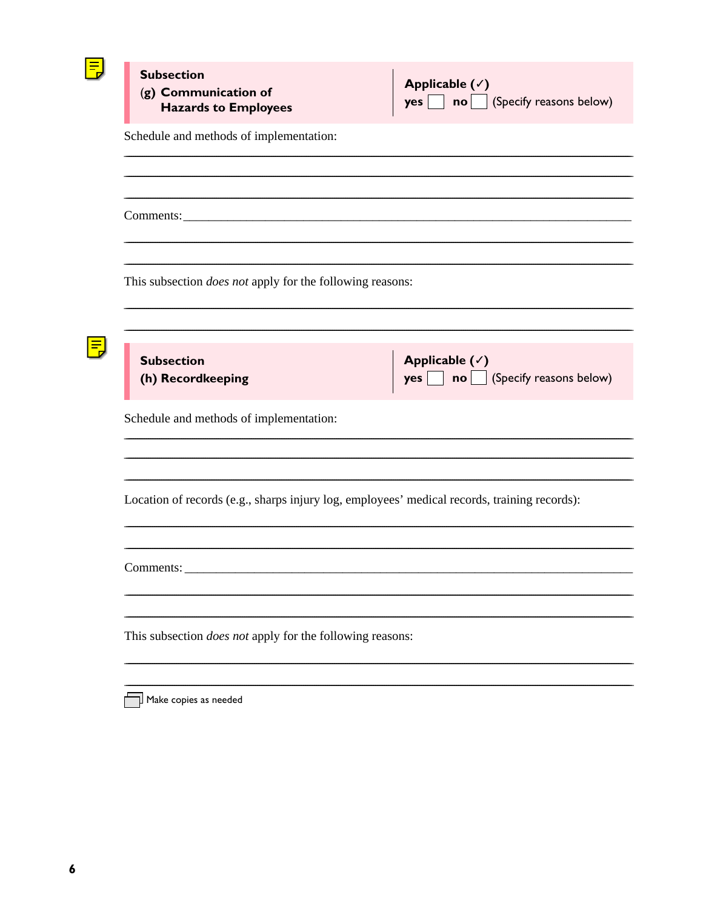| **Subsection (g) Communication of Hazards to Employees** | **Applicable (✓)** yes ☐ no ☐ (Specify reasons below) |
|---|---|

Schedule and methods of implementation:

___

___

___

Comments: ___

___

___

This subsection *does not* apply for the following reasons:

___

___

| **Subsection (h) Recordkeeping** | **Applicable (✓)** yes ☐ no ☐ (Specify reasons below) |
|---|---|

Schedule and methods of implementation:

___

___

___

Location of records (e.g., sharps injury log, employees' medical records, training records):

___

___

Comments: ___

___

___

This subsection *does not* apply for the following reasons:

___

___

Make copies as needed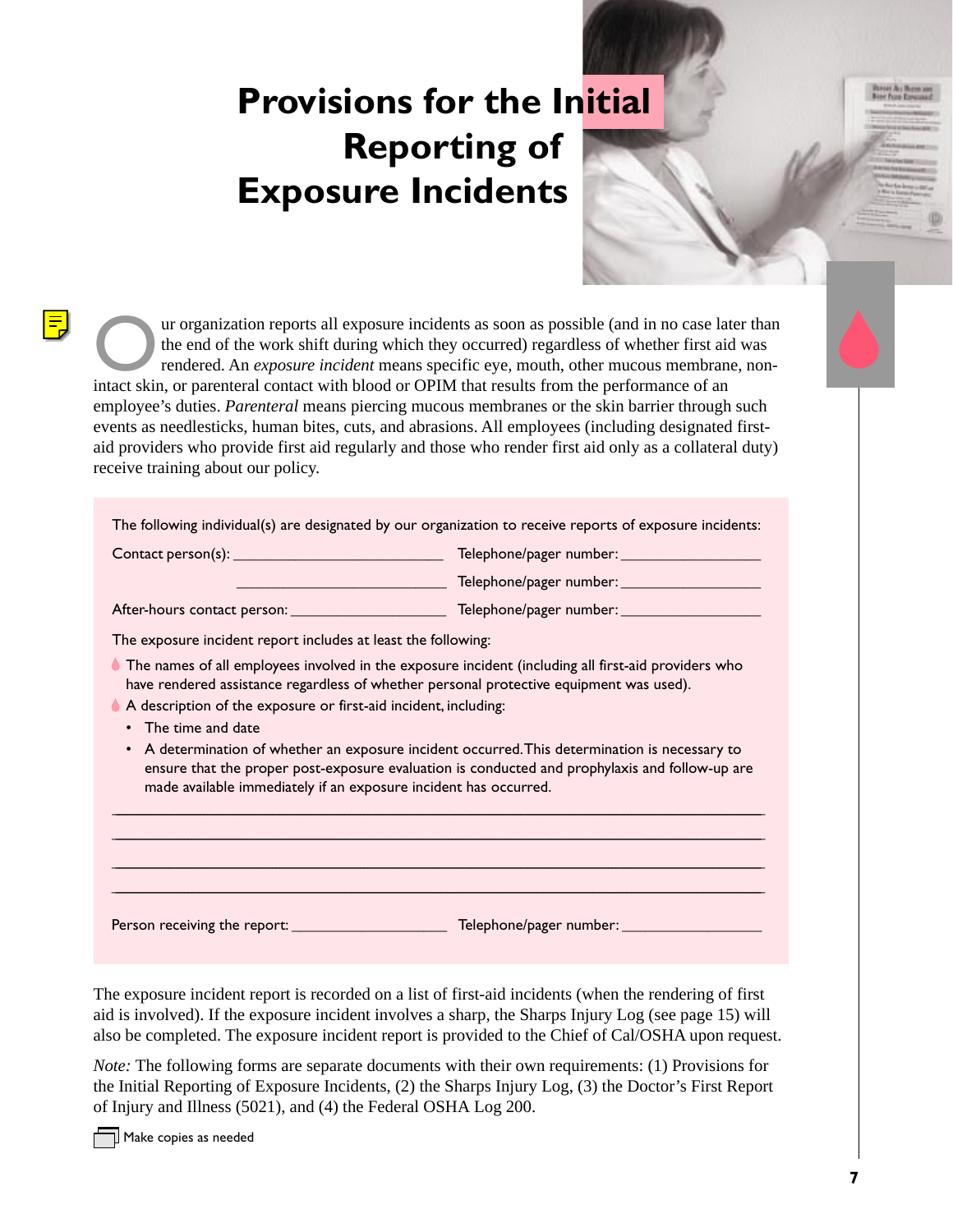# Provisions for the Initial Reporting of Exposure Incidents

Our organization reports all exposure incidents as soon as possible (and in no case later than the end of the work shift during which they occurred) regardless of whether first aid was rendered. An *exposure incident* means specific eye, mouth, other mucous membrane, non-intact skin, or parenteral contact with blood or OPIM that results from the performance of an employee's duties. *Parenteral* means piercing mucous membranes or the skin barrier through such events as needlesticks, human bites, cuts, and abrasions. All employees (including designated first-aid providers who provide first aid regularly and those who render first aid only as a collateral duty) receive training about our policy.

The following individual(s) are designated by our organization to receive reports of exposure incidents:

Contact person(s): ___________________________ Telephone/pager number: __________________

___________________________ Telephone/pager number: __________________

After-hours contact person: ____________________ Telephone/pager number: __________________

The exposure incident report includes at least the following:

- The names of all employees involved in the exposure incident (including all first-aid providers who have rendered assistance regardless of whether personal protective equipment was used).
- A description of the exposure or first-aid incident, including:
  - The time and date
  - A determination of whether an exposure incident occurred. This determination is necessary to ensure that the proper post-exposure evaluation is conducted and prophylaxis and follow-up are made available immediately if an exposure incident has occurred.

___________________________________________________________________________________

___________________________________________________________________________________

___________________________________________________________________________________

___________________________________________________________________________________

Person receiving the report: ____________________ Telephone/pager number: __________________

The exposure incident report is recorded on a list of first-aid incidents (when the rendering of first aid is involved). If the exposure incident involves a sharp, the Sharps Injury Log (see page 15) will also be completed. The exposure incident report is provided to the Chief of Cal/OSHA upon request.

*Note:* The following forms are separate documents with their own requirements: (1) Provisions for the Initial Reporting of Exposure Incidents, (2) the Sharps Injury Log, (3) the Doctor's First Report of Injury and Illness (5021), and (4) the Federal OSHA Log 200.

Make copies as needed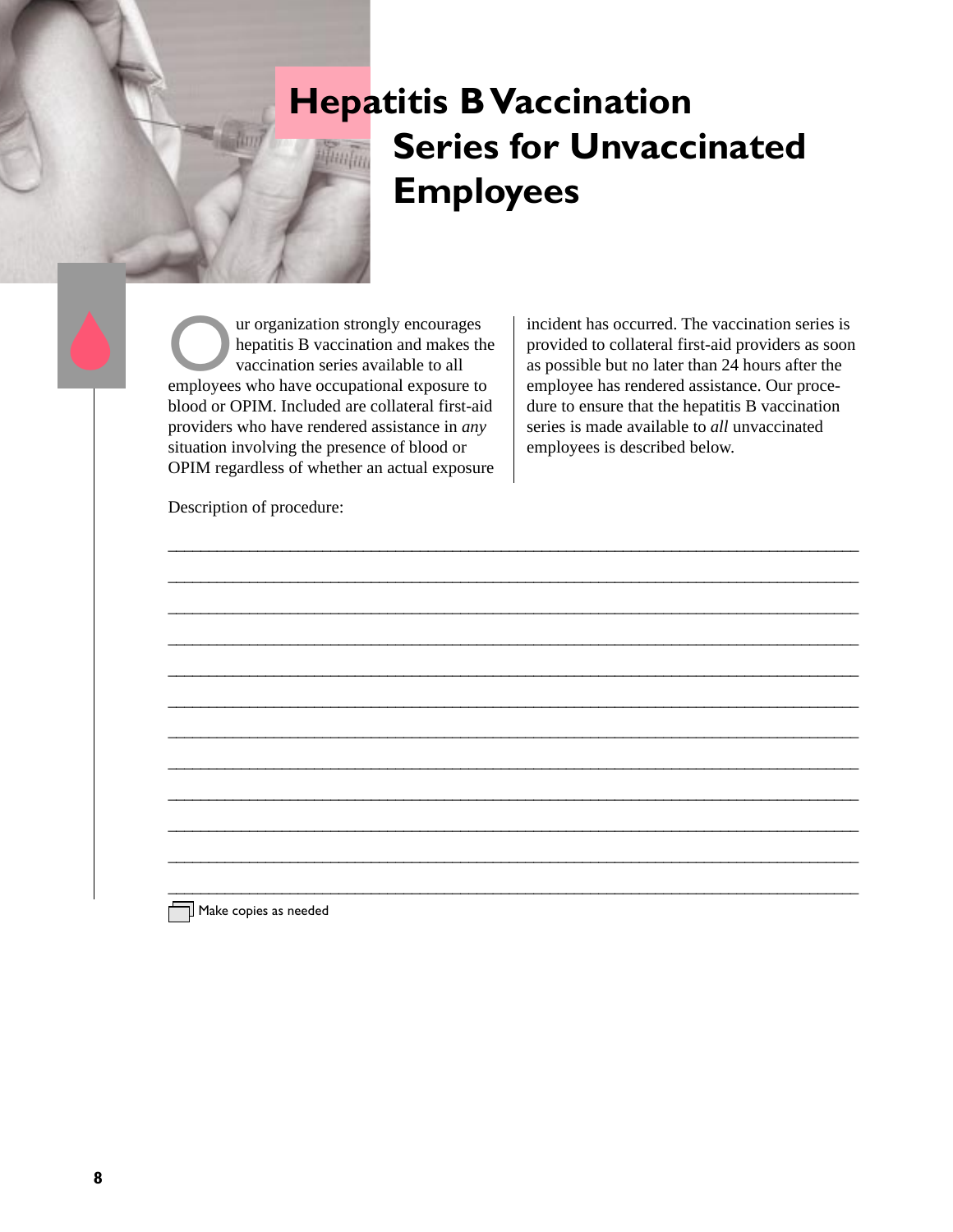# Hepatitis B Vaccination Series for Unvaccinated Employees

Our organization strongly encourages hepatitis B vaccination and makes the vaccination series available to all employees who have occupational exposure to blood or OPIM. Included are collateral first-aid providers who have rendered assistance in *any* situation involving the presence of blood or OPIM regardless of whether an actual exposure incident has occurred. The vaccination series is provided to collateral first-aid providers as soon as possible but no later than 24 hours after the employee has rendered assistance. Our procedure to ensure that the hepatitis B vaccination series is made available to *all* unvaccinated employees is described below.

Description of procedure:

\_\_\_\_\_\_\_\_\_\_\_\_\_\_\_\_\_\_\_\_\_\_\_\_\_\_\_\_\_\_\_\_\_\_\_\_\_\_\_\_\_\_\_\_\_\_\_\_\_\_\_\_\_\_\_\_\_\_\_\_\_\_\_\_\_\_\_\_\_\_\_\_\_\_\_\_

\_\_\_\_\_\_\_\_\_\_\_\_\_\_\_\_\_\_\_\_\_\_\_\_\_\_\_\_\_\_\_\_\_\_\_\_\_\_\_\_\_\_\_\_\_\_\_\_\_\_\_\_\_\_\_\_\_\_\_\_\_\_\_\_\_\_\_\_\_\_\_\_\_\_\_\_

\_\_\_\_\_\_\_\_\_\_\_\_\_\_\_\_\_\_\_\_\_\_\_\_\_\_\_\_\_\_\_\_\_\_\_\_\_\_\_\_\_\_\_\_\_\_\_\_\_\_\_\_\_\_\_\_\_\_\_\_\_\_\_\_\_\_\_\_\_\_\_\_\_\_\_\_

\_\_\_\_\_\_\_\_\_\_\_\_\_\_\_\_\_\_\_\_\_\_\_\_\_\_\_\_\_\_\_\_\_\_\_\_\_\_\_\_\_\_\_\_\_\_\_\_\_\_\_\_\_\_\_\_\_\_\_\_\_\_\_\_\_\_\_\_\_\_\_\_\_\_\_\_

\_\_\_\_\_\_\_\_\_\_\_\_\_\_\_\_\_\_\_\_\_\_\_\_\_\_\_\_\_\_\_\_\_\_\_\_\_\_\_\_\_\_\_\_\_\_\_\_\_\_\_\_\_\_\_\_\_\_\_\_\_\_\_\_\_\_\_\_\_\_\_\_\_\_\_\_

\_\_\_\_\_\_\_\_\_\_\_\_\_\_\_\_\_\_\_\_\_\_\_\_\_\_\_\_\_\_\_\_\_\_\_\_\_\_\_\_\_\_\_\_\_\_\_\_\_\_\_\_\_\_\_\_\_\_\_\_\_\_\_\_\_\_\_\_\_\_\_\_\_\_\_\_

\_\_\_\_\_\_\_\_\_\_\_\_\_\_\_\_\_\_\_\_\_\_\_\_\_\_\_\_\_\_\_\_\_\_\_\_\_\_\_\_\_\_\_\_\_\_\_\_\_\_\_\_\_\_\_\_\_\_\_\_\_\_\_\_\_\_\_\_\_\_\_\_\_\_\_\_

\_\_\_\_\_\_\_\_\_\_\_\_\_\_\_\_\_\_\_\_\_\_\_\_\_\_\_\_\_\_\_\_\_\_\_\_\_\_\_\_\_\_\_\_\_\_\_\_\_\_\_\_\_\_\_\_\_\_\_\_\_\_\_\_\_\_\_\_\_\_\_\_\_\_\_\_

\_\_\_\_\_\_\_\_\_\_\_\_\_\_\_\_\_\_\_\_\_\_\_\_\_\_\_\_\_\_\_\_\_\_\_\_\_\_\_\_\_\_\_\_\_\_\_\_\_\_\_\_\_\_\_\_\_\_\_\_\_\_\_\_\_\_\_\_\_\_\_\_\_\_\_\_

\_\_\_\_\_\_\_\_\_\_\_\_\_\_\_\_\_\_\_\_\_\_\_\_\_\_\_\_\_\_\_\_\_\_\_\_\_\_\_\_\_\_\_\_\_\_\_\_\_\_\_\_\_\_\_\_\_\_\_\_\_\_\_\_\_\_\_\_\_\_\_\_\_\_\_\_

\_\_\_\_\_\_\_\_\_\_\_\_\_\_\_\_\_\_\_\_\_\_\_\_\_\_\_\_\_\_\_\_\_\_\_\_\_\_\_\_\_\_\_\_\_\_\_\_\_\_\_\_\_\_\_\_\_\_\_\_\_\_\_\_\_\_\_\_\_\_\_\_\_\_\_\_

\_\_\_\_\_\_\_\_\_\_\_\_\_\_\_\_\_\_\_\_\_\_\_\_\_\_\_\_\_\_\_\_\_\_\_\_\_\_\_\_\_\_\_\_\_\_\_\_\_\_\_\_\_\_\_\_\_\_\_\_\_\_\_\_\_\_\_\_\_\_\_\_\_\_\_\_

Make copies as needed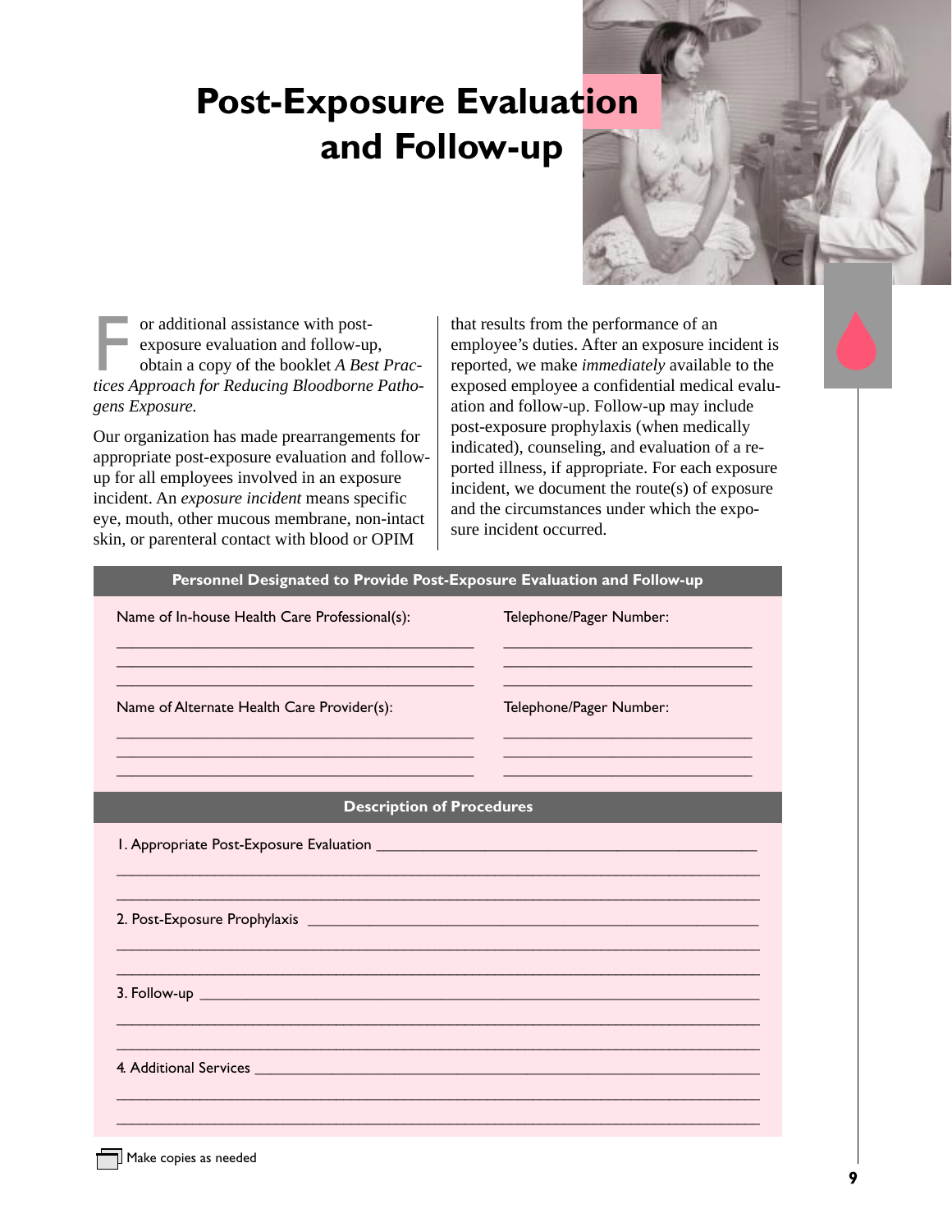# Post-Exposure Evaluation and Follow-up

For additional assistance with post-exposure evaluation and follow-up, obtain a copy of the booklet *A Best Practices Approach for Reducing Bloodborne Pathogens Exposure.*

Our organization has made prearrangements for appropriate post-exposure evaluation and follow-up for all employees involved in an exposure incident. An *exposure incident* means specific eye, mouth, other mucous membrane, non-intact skin, or parenteral contact with blood or OPIM that results from the performance of an employee's duties. After an exposure incident is reported, we make *immediately* available to the exposed employee a confidential medical evaluation and follow-up. Follow-up may include post-exposure prophylaxis (when medically indicated), counseling, and evaluation of a reported illness, if appropriate. For each exposure incident, we document the route(s) of exposure and the circumstances under which the exposure incident occurred.

## Personnel Designated to Provide Post-Exposure Evaluation and Follow-up

| Name of In-house Health Care Professional(s): | Telephone/Pager Number: |
|---|---|
| ___________________________________ | ________________________ |
| ___________________________________ | ________________________ |
| ___________________________________ | ________________________ |

| Name of Alternate Health Care Provider(s): | Telephone/Pager Number: |
|---|---|
| ___________________________________ | ________________________ |
| ___________________________________ | ________________________ |
| ___________________________________ | ________________________ |

## Description of Procedures

1. Appropriate Post-Exposure Evaluation ______________________________________
____________________________________________________________
____________________________________________________________

2. Post-Exposure Prophylaxis ______________________________________________
____________________________________________________________
____________________________________________________________

3. Follow-up _____________________________________________________________
____________________________________________________________
____________________________________________________________

4. Additional Services ____________________________________________________
____________________________________________________________
____________________________________________________________

Make copies as needed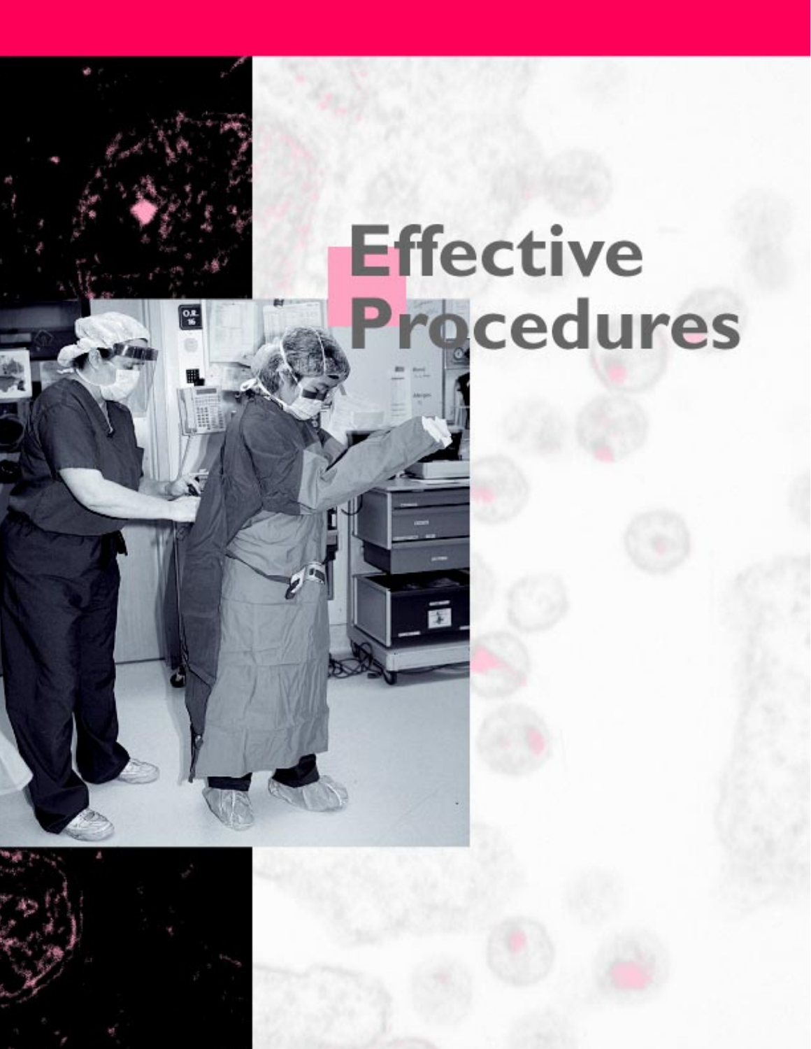# Effective Procedures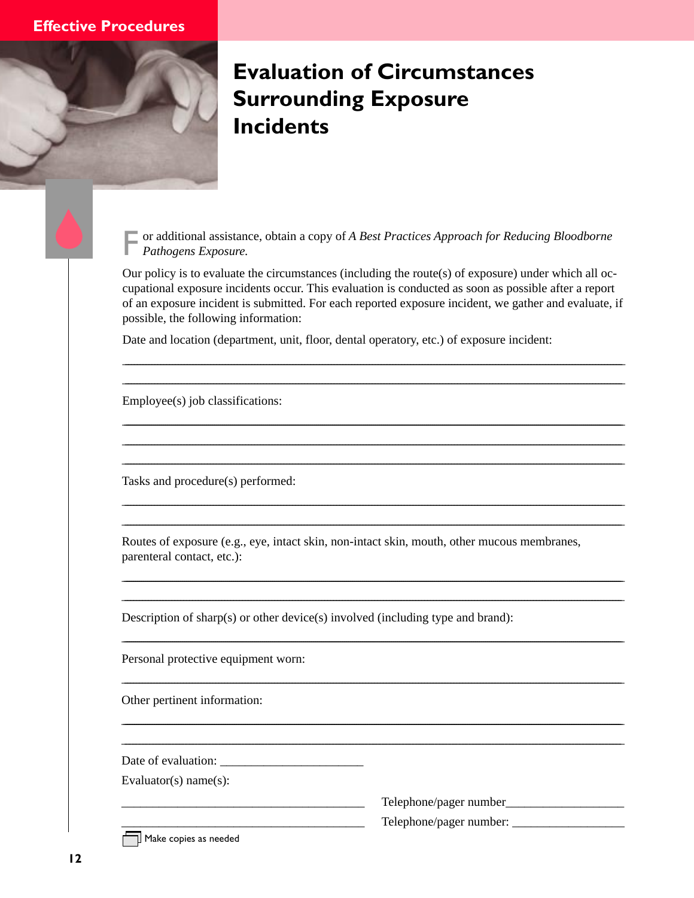Effective Procedures

# Evaluation of Circumstances Surrounding Exposure Incidents

For additional assistance, obtain a copy of *A Best Practices Approach for Reducing Bloodborne Pathogens Exposure.*

Our policy is to evaluate the circumstances (including the route(s) of exposure) under which all occupational exposure incidents occur. This evaluation is conducted as soon as possible after a report of an exposure incident is submitted. For each reported exposure incident, we gather and evaluate, if possible, the following information:

Date and location (department, unit, floor, dental operatory, etc.) of exposure incident:

______________________________________________________________________________

______________________________________________________________________________

Employee(s) job classifications:

______________________________________________________________________________

______________________________________________________________________________

______________________________________________________________________________

Tasks and procedure(s) performed:

______________________________________________________________________________

______________________________________________________________________________

Routes of exposure (e.g., eye, intact skin, non-intact skin, mouth, other mucous membranes, parenteral contact, etc.):

______________________________________________________________________________

______________________________________________________________________________

Description of sharp(s) or other device(s) involved (including type and brand):

______________________________________________________________________________

Personal protective equipment worn:

______________________________________________________________________________

Other pertinent information:

______________________________________________________________________________

______________________________________________________________________________

Date of evaluation: _______________________

Evaluator(s) name(s):

_______________________________________ Telephone/pager number___________________

_______________________________________ Telephone/pager number: __________________

Make copies as needed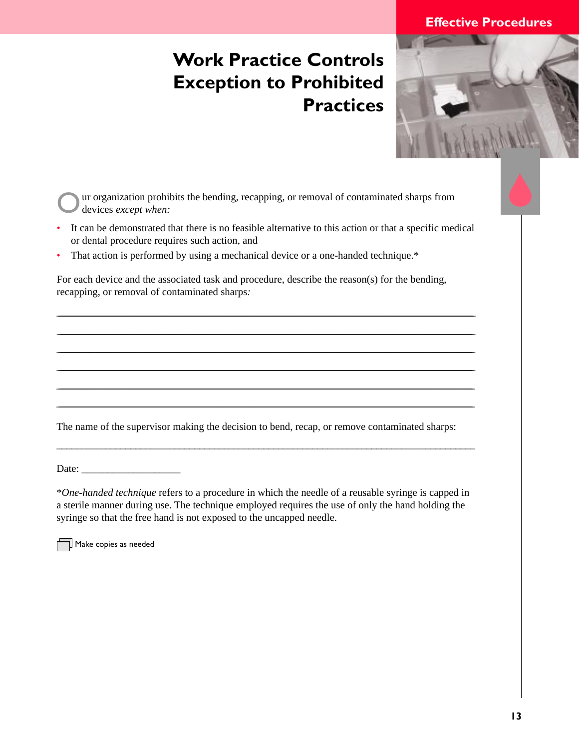# Work Practice Controls Exception to Prohibited Practices

Our organization prohibits the bending, recapping, or removal of contaminated sharps from devices *except when:*

- It can be demonstrated that there is no feasible alternative to this action or that a specific medical or dental procedure requires such action, and
- That action is performed by using a mechanical device or a one-handed technique.*

For each device and the associated task and procedure, describe the reason(s) for the bending, recapping, or removal of contaminated sharps*:*

______________________________________________________________________________

______________________________________________________________________________

______________________________________________________________________________

______________________________________________________________________________

______________________________________________________________________________

______________________________________________________________________________

The name of the supervisor making the decision to bend, recap, or remove contaminated sharps:

______________________________________________________________________________

Date: ___________________

**One-handed technique* refers to a procedure in which the needle of a reusable syringe is capped in a sterile manner during use. The technique employed requires the use of only the hand holding the syringe so that the free hand is not exposed to the uncapped needle.

Make copies as needed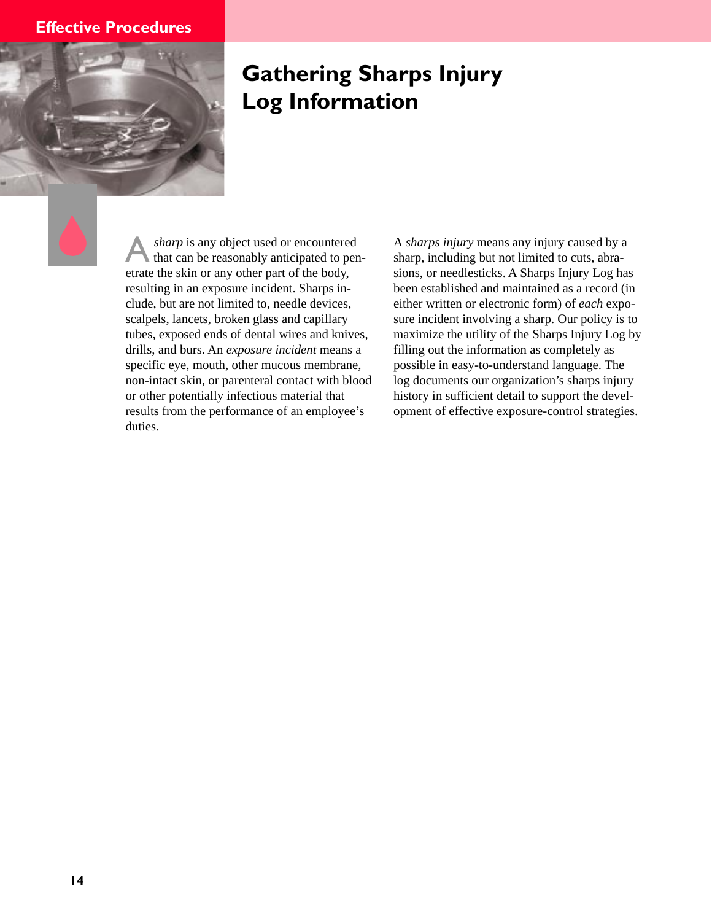# Gathering Sharps Injury Log Information

A *sharp* is any object used or encountered that can be reasonably anticipated to penetrate the skin or any other part of the body, resulting in an exposure incident. Sharps include, but are not limited to, needle devices, scalpels, lancets, broken glass and capillary tubes, exposed ends of dental wires and knives, drills, and burs. An *exposure incident* means a specific eye, mouth, other mucous membrane, non-intact skin, or parenteral contact with blood or other potentially infectious material that results from the performance of an employee's duties.

A *sharps injury* means any injury caused by a sharp, including but not limited to cuts, abrasions, or needlesticks. A Sharps Injury Log has been established and maintained as a record (in either written or electronic form) of *each* exposure incident involving a sharp. Our policy is to maximize the utility of the Sharps Injury Log by filling out the information as completely as possible in easy-to-understand language. The log documents our organization's sharps injury history in sufficient detail to support the development of effective exposure-control strategies.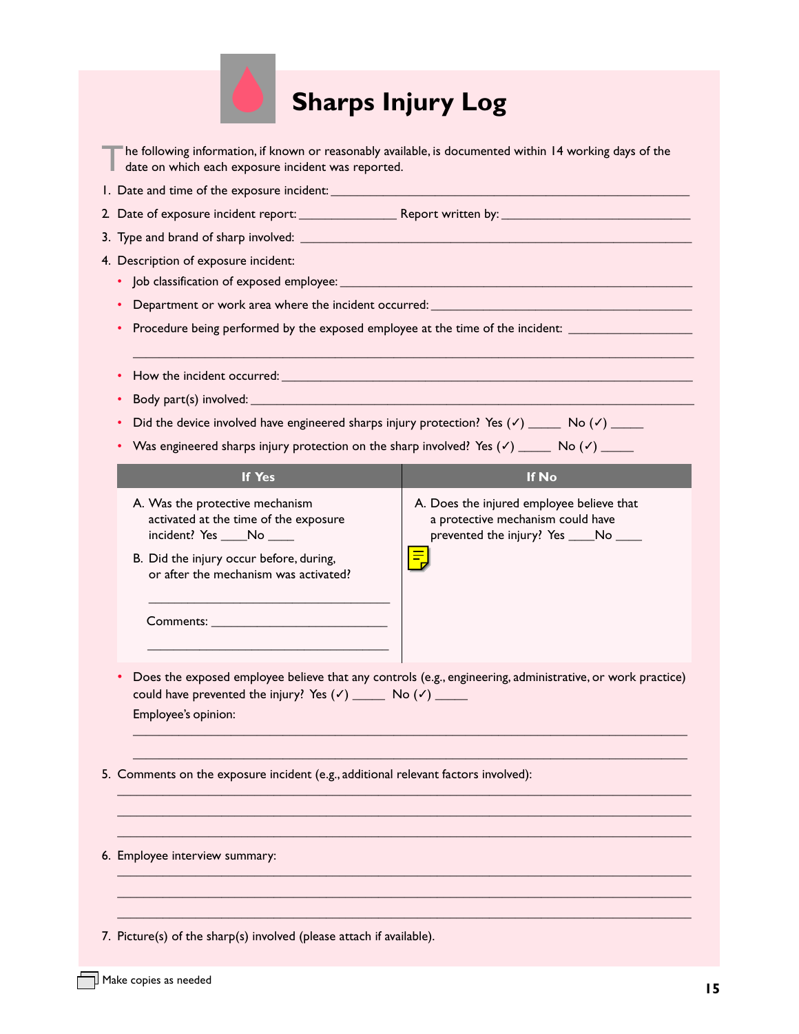# Sharps Injury Log

The following information, if known or reasonably available, is documented within 14 working days of the date on which each exposure incident was reported.

1. Date and time of the exposure incident: ____________________________________________

2. Date of exposure incident report: ______________ Report written by: ____________________________

3. Type and brand of sharp involved: ____________________________________________

4. Description of exposure incident:
   - Job classification of exposed employee: ____________________________________________
   - Department or work area where the incident occurred: ________________________________
   - Procedure being performed by the exposed employee at the time of the incident: ________________

     ____________________________________________________________________________
   - How the incident occurred: ____________________________________________
   - Body part(s) involved: ____________________________________________
   - Did the device involved have engineered sharps injury protection? Yes (✓) _____ No (✓) _____
   - Was engineered sharps injury protection on the sharp involved? Yes (✓) _____ No (✓) _____

| If Yes | If No |
| --- | --- |
| A. Was the protective mechanism activated at the time of the exposure incident? Yes ____No ____<br><br>B. Did the injury occur before, during, or after the mechanism was activated?<br><br>________________________________<br><br>Comments: ________________________<br><br>________________________________ | A. Does the injured employee believe that a protective mechanism could have prevented the injury? Yes ____No ____ |

   - Does the exposed employee believe that any controls (e.g., engineering, administrative, or work practice) could have prevented the injury? Yes (✓) _____ No (✓) _____

     Employee's opinion:

     ____________________________________________________________________________

     ____________________________________________________________________________

5. Comments on the exposure incident (e.g., additional relevant factors involved):

   ____________________________________________________________________________

   ____________________________________________________________________________

   ____________________________________________________________________________

6. Employee interview summary:

   ____________________________________________________________________________

   ____________________________________________________________________________

   ____________________________________________________________________________

7. Picture(s) of the sharp(s) involved (please attach if available).

Make copies as needed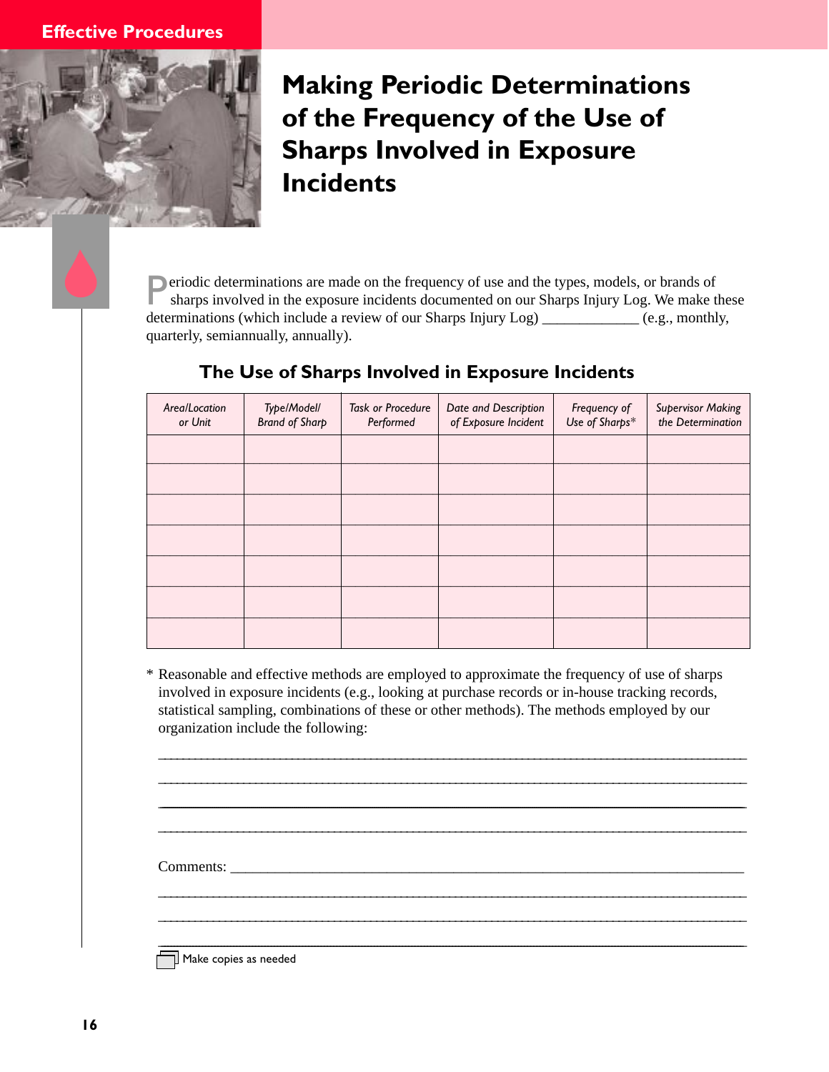Effective Procedures

# Making Periodic Determinations of the Frequency of the Use of Sharps Involved in Exposure Incidents

Periodic determinations are made on the frequency of use and the types, models, or brands of sharps involved in the exposure incidents documented on our Sharps Injury Log. We make these determinations (which include a review of our Sharps Injury Log) _____________ (e.g., monthly, quarterly, semiannually, annually).

## The Use of Sharps Involved in Exposure Incidents

| *Area/Location or Unit* | *Type/Model/ Brand of Sharp* | *Task or Procedure Performed* | *Date and Description of Exposure Incident* | *Frequency of Use of Sharps** | *Supervisor Making the Determination* |
|---|---|---|---|---|---|
| | | | | | |
| | | | | | |
| | | | | | |
| | | | | | |
| | | | | | |
| | | | | | |
| | | | | | |

* Reasonable and effective methods are employed to approximate the frequency of use of sharps involved in exposure incidents (e.g., looking at purchase records or in-house tracking records, statistical sampling, combinations of these or other methods). The methods employed by our organization include the following:

_______________________________________________________________________________

_______________________________________________________________________________

_______________________________________________________________________________

_______________________________________________________________________________

Comments: ______________________________________________________________________

_______________________________________________________________________________

_______________________________________________________________________________

_______________________________________________________________________________

Make copies as needed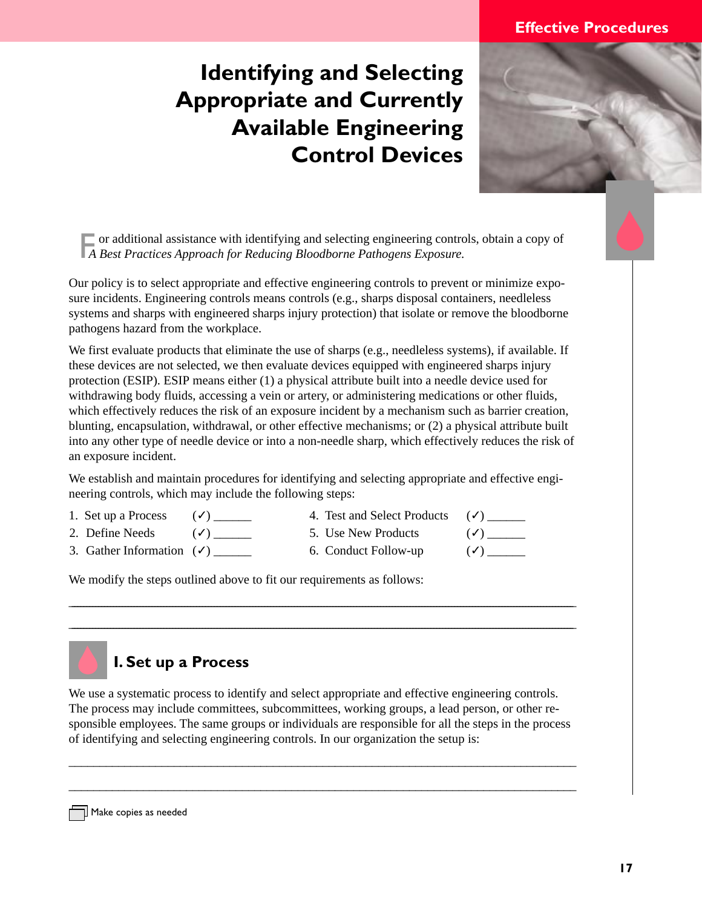# Identifying and Selecting Appropriate and Currently Available Engineering Control Devices

For additional assistance with identifying and selecting engineering controls, obtain a copy of *A Best Practices Approach for Reducing Bloodborne Pathogens Exposure.*

Our policy is to select appropriate and effective engineering controls to prevent or minimize exposure incidents. Engineering controls means controls (e.g., sharps disposal containers, needleless systems and sharps with engineered sharps injury protection) that isolate or remove the bloodborne pathogens hazard from the workplace.

We first evaluate products that eliminate the use of sharps (e.g., needleless systems), if available. If these devices are not selected, we then evaluate devices equipped with engineered sharps injury protection (ESIP). ESIP means either (1) a physical attribute built into a needle device used for withdrawing body fluids, accessing a vein or artery, or administering medications or other fluids, which effectively reduces the risk of an exposure incident by a mechanism such as barrier creation, blunting, encapsulation, withdrawal, or other effective mechanisms; or (2) a physical attribute built into any other type of needle device or into a non-needle sharp, which effectively reduces the risk of an exposure incident.

We establish and maintain procedures for identifying and selecting appropriate and effective engineering controls, which may include the following steps:

1. Set up a Process (✓) ______
2. Define Needs (✓) ______
3. Gather Information (✓) ______
4. Test and Select Products (✓) ______
5. Use New Products (✓) ______
6. Conduct Follow-up (✓) ______

We modify the steps outlined above to fit our requirements as follows:

_______________________________________________________________________________

_______________________________________________________________________________

## I. Set up a Process

We use a systematic process to identify and select appropriate and effective engineering controls. The process may include committees, subcommittees, working groups, a lead person, or other responsible employees. The same groups or individuals are responsible for all the steps in the process of identifying and selecting engineering controls. In our organization the setup is:

_______________________________________________________________________________

_______________________________________________________________________________

Make copies as needed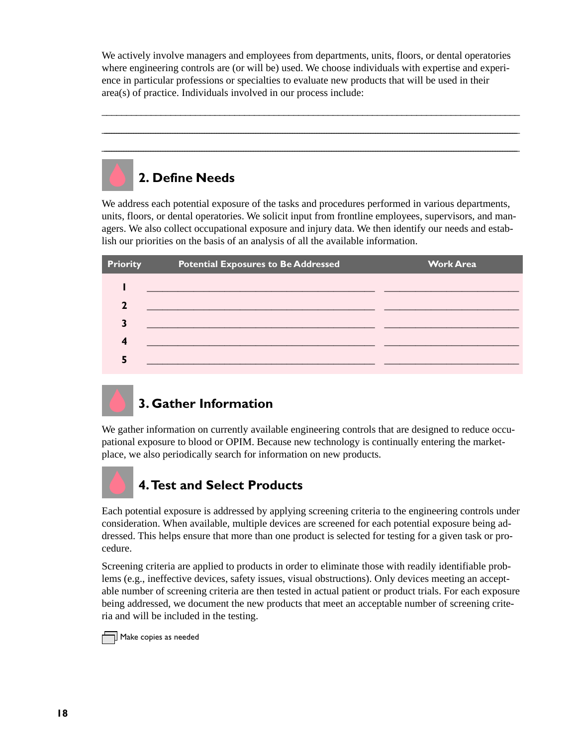We actively involve managers and employees from departments, units, floors, or dental operatories where engineering controls are (or will be) used. We choose individuals with expertise and experience in particular professions or specialties to evaluate new products that will be used in their area(s) of practice. Individuals involved in our process include:

______________________________________________________________________________

______________________________________________________________________________

______________________________________________________________________________

## 2. Define Needs

We address each potential exposure of the tasks and procedures performed in various departments, units, floors, or dental operatories. We solicit input from frontline employees, supervisors, and managers. We also collect occupational exposure and injury data. We then identify our needs and establish our priorities on the basis of an analysis of all the available information.

| Priority | Potential Exposures to Be Addressed | Work Area |
|---|---|---|
| 1 | ______________________________ | ____________________ |
| 2 | ______________________________ | ____________________ |
| 3 | ______________________________ | ____________________ |
| 4 | ______________________________ | ____________________ |
| 5 | ______________________________ | ____________________ |

## 3. Gather Information

We gather information on currently available engineering controls that are designed to reduce occupational exposure to blood or OPIM. Because new technology is continually entering the marketplace, we also periodically search for information on new products.

## 4. Test and Select Products

Each potential exposure is addressed by applying screening criteria to the engineering controls under consideration. When available, multiple devices are screened for each potential exposure being addressed. This helps ensure that more than one product is selected for testing for a given task or procedure.

Screening criteria are applied to products in order to eliminate those with readily identifiable problems (e.g., ineffective devices, safety issues, visual obstructions). Only devices meeting an acceptable number of screening criteria are then tested in actual patient or product trials. For each exposure being addressed, we document the new products that meet an acceptable number of screening criteria and will be included in the testing.

Make copies as needed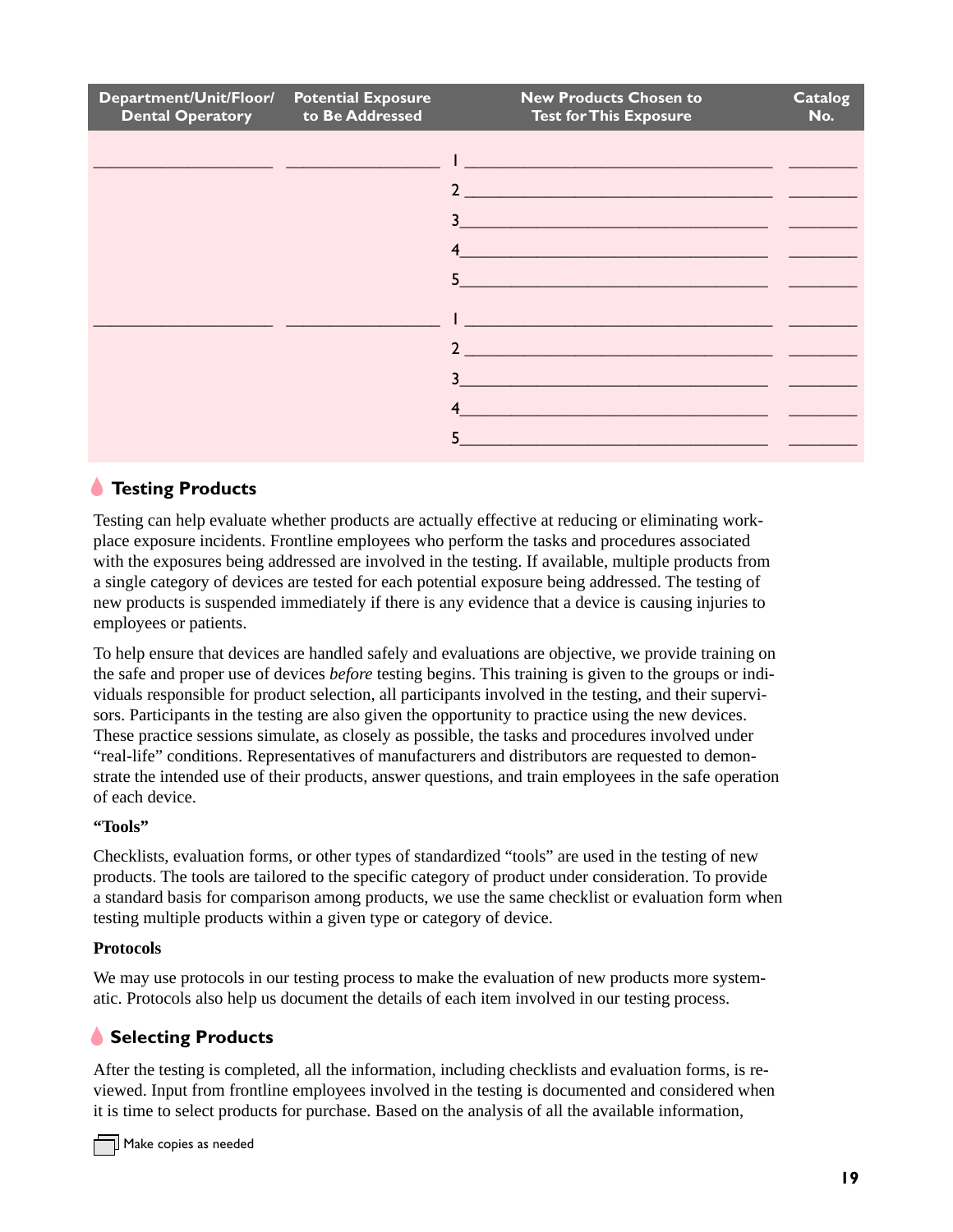| Department/Unit/Floor/ Dental Operatory | Potential Exposure to Be Addressed | New Products Chosen to Test for This Exposure | Catalog No. |
|---|---|---|---|
| ____________ | ____________ | 1 ____________ | ______ |
| | | 2 ____________ | ______ |
| | | 3 ____________ | ______ |
| | | 4 ____________ | ______ |
| | | 5 ____________ | ______ |
| ____________ | ____________ | 1 ____________ | ______ |
| | | 2 ____________ | ______ |
| | | 3 ____________ | ______ |
| | | 4 ____________ | ______ |
| | | 5 ____________ | ______ |

## Testing Products

Testing can help evaluate whether products are actually effective at reducing or eliminating workplace exposure incidents. Frontline employees who perform the tasks and procedures associated with the exposures being addressed are involved in the testing. If available, multiple products from a single category of devices are tested for each potential exposure being addressed. The testing of new products is suspended immediately if there is any evidence that a device is causing injuries to employees or patients.

To help ensure that devices are handled safely and evaluations are objective, we provide training on the safe and proper use of devices *before* testing begins. This training is given to the groups or individuals responsible for product selection, all participants involved in the testing, and their supervisors. Participants in the testing are also given the opportunity to practice using the new devices. These practice sessions simulate, as closely as possible, the tasks and procedures involved under "real-life" conditions. Representatives of manufacturers and distributors are requested to demonstrate the intended use of their products, answer questions, and train employees in the safe operation of each device.

### "Tools"

Checklists, evaluation forms, or other types of standardized "tools" are used in the testing of new products. The tools are tailored to the specific category of product under consideration. To provide a standard basis for comparison among products, we use the same checklist or evaluation form when testing multiple products within a given type or category of device.

### Protocols

We may use protocols in our testing process to make the evaluation of new products more systematic. Protocols also help us document the details of each item involved in our testing process.

## Selecting Products

After the testing is completed, all the information, including checklists and evaluation forms, is reviewed. Input from frontline employees involved in the testing is documented and considered when it is time to select products for purchase. Based on the analysis of all the available information,

Make copies as needed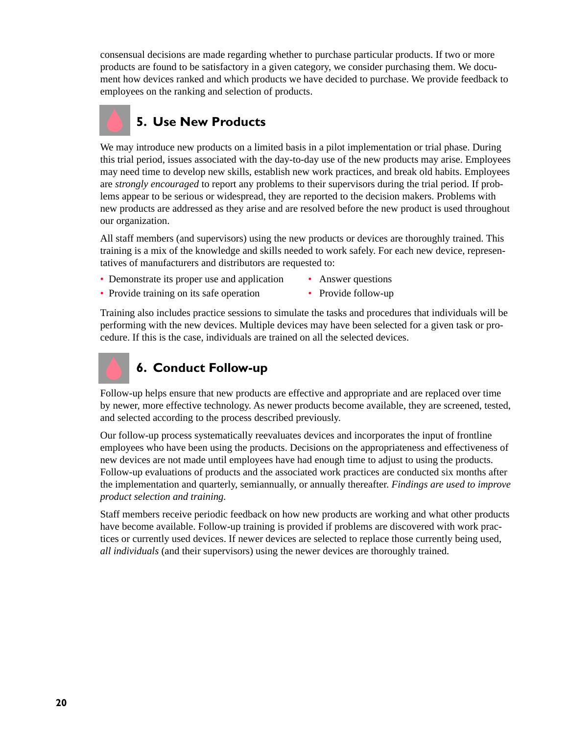consensual decisions are made regarding whether to purchase particular products. If two or more products are found to be satisfactory in a given category, we consider purchasing them. We document how devices ranked and which products we have decided to purchase. We provide feedback to employees on the ranking and selection of products.

## 5. Use New Products

We may introduce new products on a limited basis in a pilot implementation or trial phase. During this trial period, issues associated with the day-to-day use of the new products may arise. Employees may need time to develop new skills, establish new work practices, and break old habits. Employees are *strongly encouraged* to report any problems to their supervisors during the trial period. If problems appear to be serious or widespread, they are reported to the decision makers. Problems with new products are addressed as they arise and are resolved before the new product is used throughout our organization.

All staff members (and supervisors) using the new products or devices are thoroughly trained. This training is a mix of the knowledge and skills needed to work safely. For each new device, representatives of manufacturers and distributors are requested to:

- Demonstrate its proper use and application
- Provide training on its safe operation
- Answer questions
- Provide follow-up

Training also includes practice sessions to simulate the tasks and procedures that individuals will be performing with the new devices. Multiple devices may have been selected for a given task or procedure. If this is the case, individuals are trained on all the selected devices.

## 6. Conduct Follow-up

Follow-up helps ensure that new products are effective and appropriate and are replaced over time by newer, more effective technology. As newer products become available, they are screened, tested, and selected according to the process described previously.

Our follow-up process systematically reevaluates devices and incorporates the input of frontline employees who have been using the products. Decisions on the appropriateness and effectiveness of new devices are not made until employees have had enough time to adjust to using the products. Follow-up evaluations of products and the associated work practices are conducted six months after the implementation and quarterly, semiannually, or annually thereafter. *Findings are used to improve product selection and training.*

Staff members receive periodic feedback on how new products are working and what other products have become available. Follow-up training is provided if problems are discovered with work practices or currently used devices. If newer devices are selected to replace those currently being used, *all individuals* (and their supervisors) using the newer devices are thoroughly trained.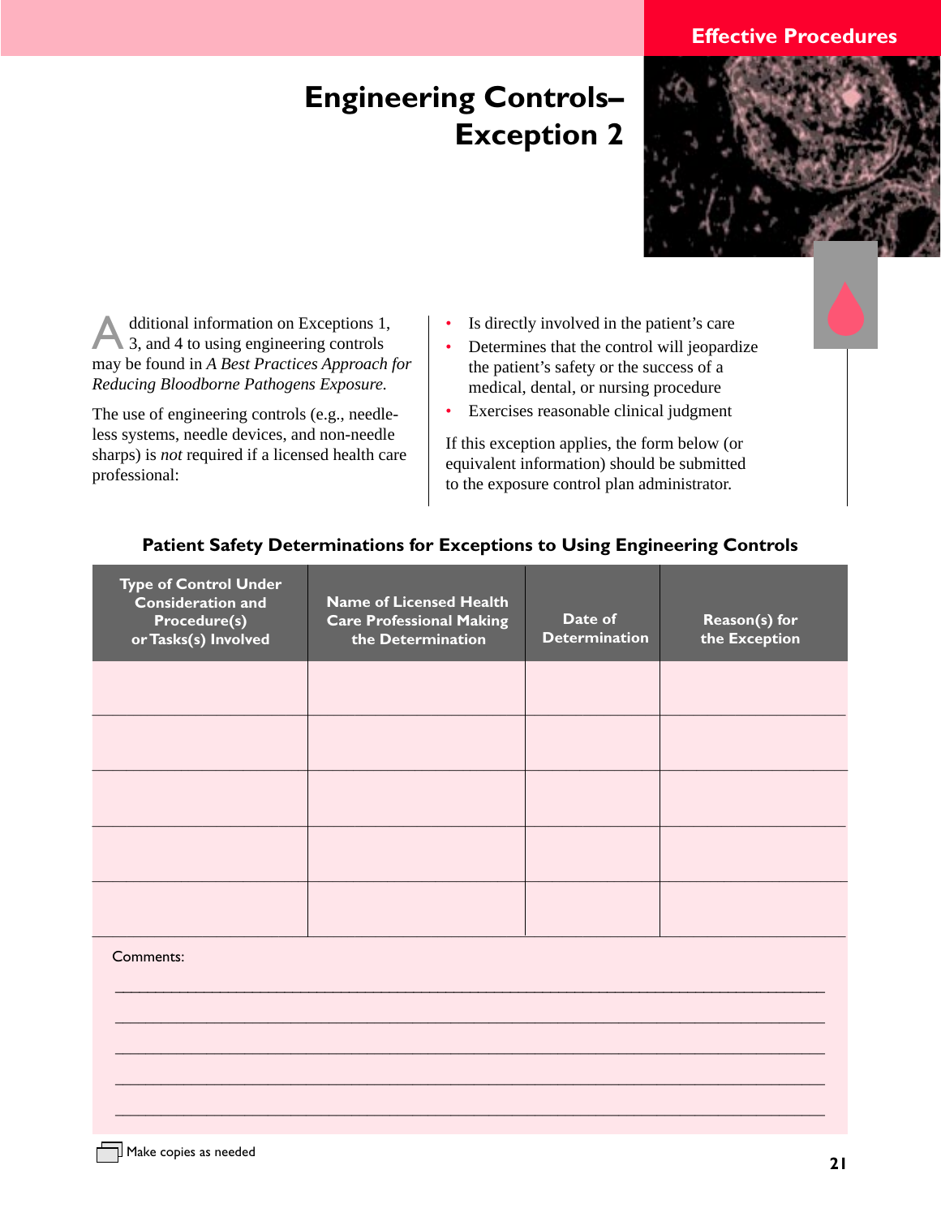# Engineering Controls–Exception 2

Additional information on Exceptions 1, 3, and 4 to using engineering controls may be found in *A Best Practices Approach for Reducing Bloodborne Pathogens Exposure.*

The use of engineering controls (e.g., needleless systems, needle devices, and non-needle sharps) is *not* required if a licensed health care professional:

- Is directly involved in the patient's care
- Determines that the control will jeopardize the patient's safety or the success of a medical, dental, or nursing procedure
- Exercises reasonable clinical judgment

If this exception applies, the form below (or equivalent information) should be submitted to the exposure control plan administrator.

## Patient Safety Determinations for Exceptions to Using Engineering Controls

| Type of Control Under Consideration and Procedure(s) or Tasks(s) Involved | Name of Licensed Health Care Professional Making the Determination | Date of Determination | Reason(s) for the Exception |
|---|---|---|---|
| | | | |
| | | | |
| | | | |
| | | | |
| | | | |

Comments:

______________________________________________________________________________

______________________________________________________________________________

______________________________________________________________________________

______________________________________________________________________________

______________________________________________________________________________

Make copies as needed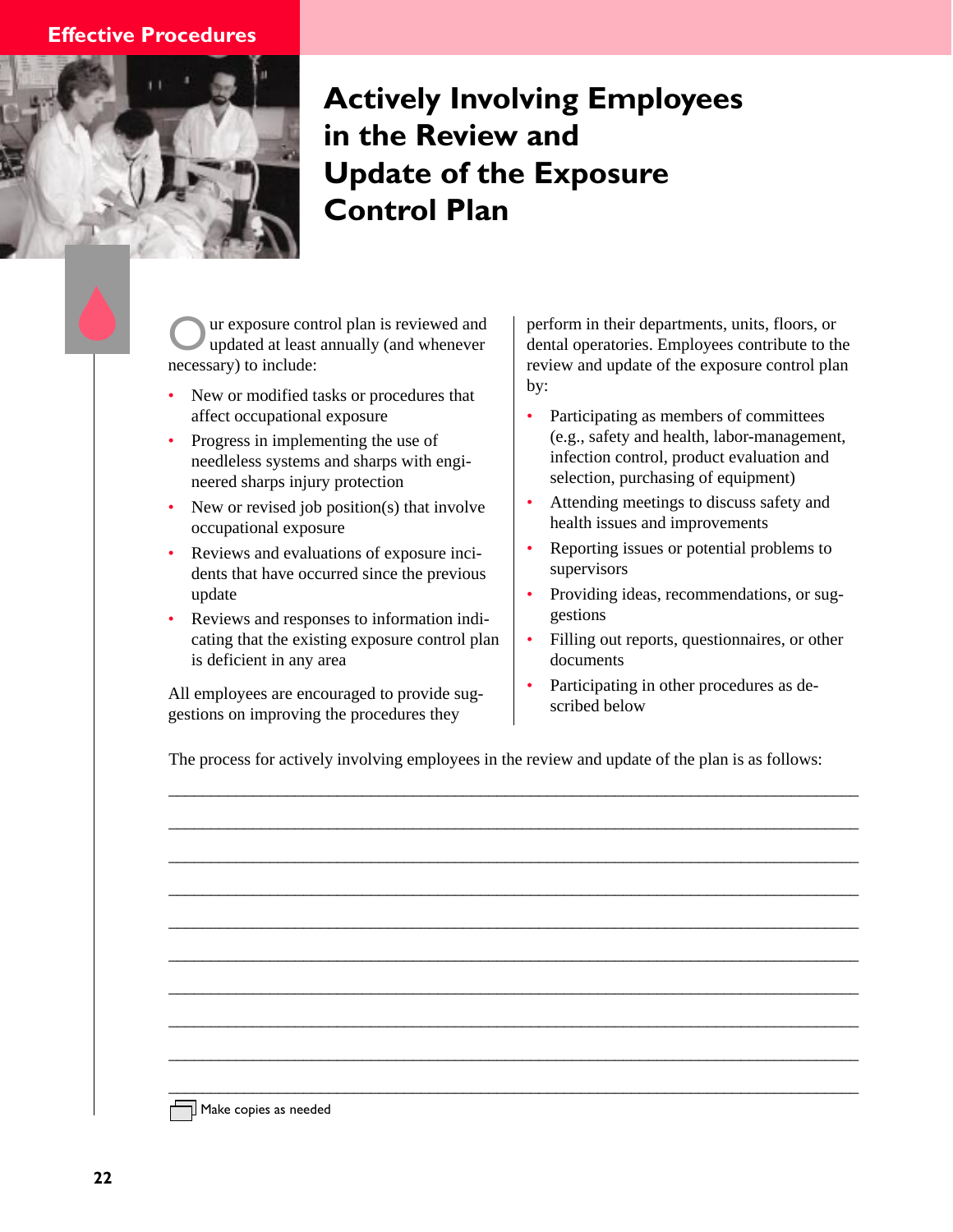Effective Procedures

# Actively Involving Employees in the Review and Update of the Exposure Control Plan

Our exposure control plan is reviewed and updated at least annually (and whenever necessary) to include:

- New or modified tasks or procedures that affect occupational exposure
- Progress in implementing the use of needleless systems and sharps with engineered sharps injury protection
- New or revised job position(s) that involve occupational exposure
- Reviews and evaluations of exposure incidents that have occurred since the previous update
- Reviews and responses to information indicating that the existing exposure control plan is deficient in any area

All employees are encouraged to provide suggestions on improving the procedures they perform in their departments, units, floors, or dental operatories. Employees contribute to the review and update of the exposure control plan by:

- Participating as members of committees (e.g., safety and health, labor-management, infection control, product evaluation and selection, purchasing of equipment)
- Attending meetings to discuss safety and health issues and improvements
- Reporting issues or potential problems to supervisors
- Providing ideas, recommendations, or suggestions
- Filling out reports, questionnaires, or other documents
- Participating in other procedures as described below

The process for actively involving employees in the review and update of the plan is as follows:

______________________________________________________________________________

______________________________________________________________________________

______________________________________________________________________________

______________________________________________________________________________

______________________________________________________________________________

______________________________________________________________________________

______________________________________________________________________________

______________________________________________________________________________

______________________________________________________________________________

______________________________________________________________________________

Make copies as needed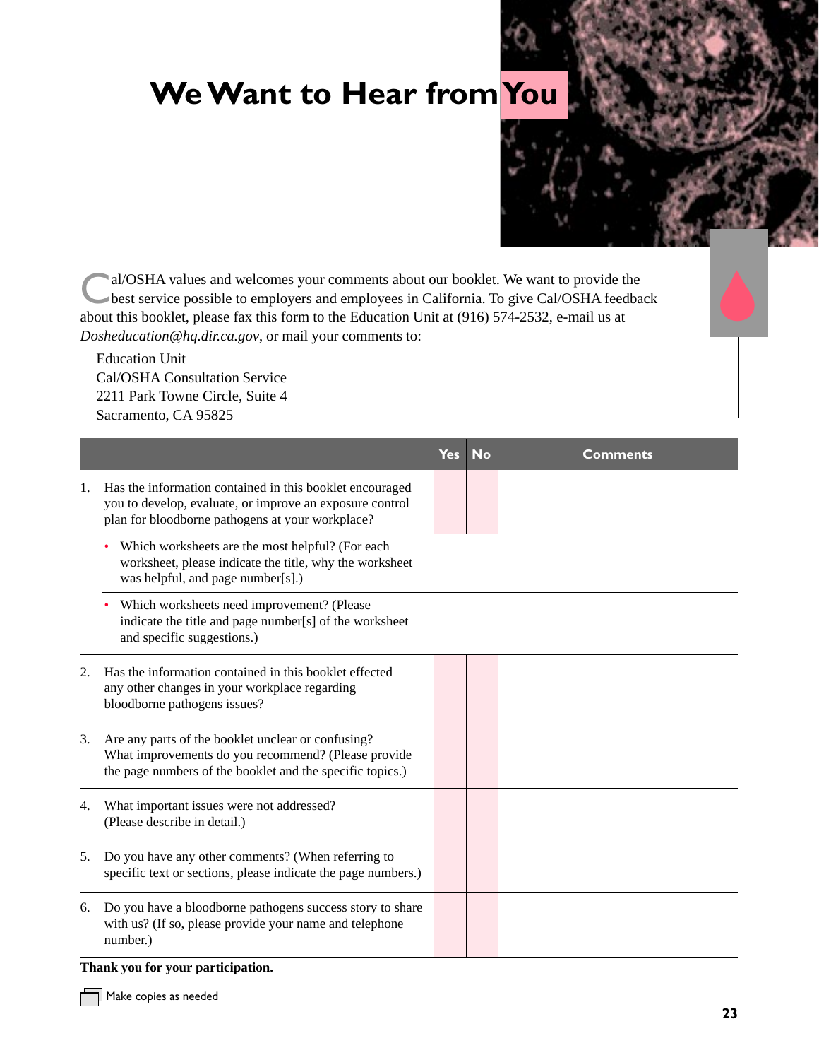# We Want to Hear from You

Cal/OSHA values and welcomes your comments about our booklet. We want to provide the best service possible to employers and employees in California. To give Cal/OSHA feedback about this booklet, please fax this form to the Education Unit at (916) 574-2532, e-mail us at *Dosheducation@hq.dir.ca.gov*, or mail your comments to:

Education Unit
Cal/OSHA Consultation Service
2211 Park Towne Circle, Suite 4
Sacramento, CA 95825

| | Yes | No | Comments |
|---|---|---|---|
| 1. Has the information contained in this booklet encouraged you to develop, evaluate, or improve an exposure control plan for bloodborne pathogens at your workplace? | | | |
| • Which worksheets are the most helpful? (For each worksheet, please indicate the title, why the worksheet was helpful, and page number[s].) | | | |
| • Which worksheets need improvement? (Please indicate the title and page number[s] of the worksheet and specific suggestions.) | | | |
| 2. Has the information contained in this booklet effected any other changes in your workplace regarding bloodborne pathogens issues? | | | |
| 3. Are any parts of the booklet unclear or confusing? What improvements do you recommend? (Please provide the page numbers of the booklet and the specific topics.) | | | |
| 4. What important issues were not addressed? (Please describe in detail.) | | | |
| 5. Do you have any other comments? (When referring to specific text or sections, please indicate the page numbers.) | | | |
| 6. Do you have a bloodborne pathogens success story to share with us? (If so, please provide your name and telephone number.) | | | |

**Thank you for your participation.**

Make copies as needed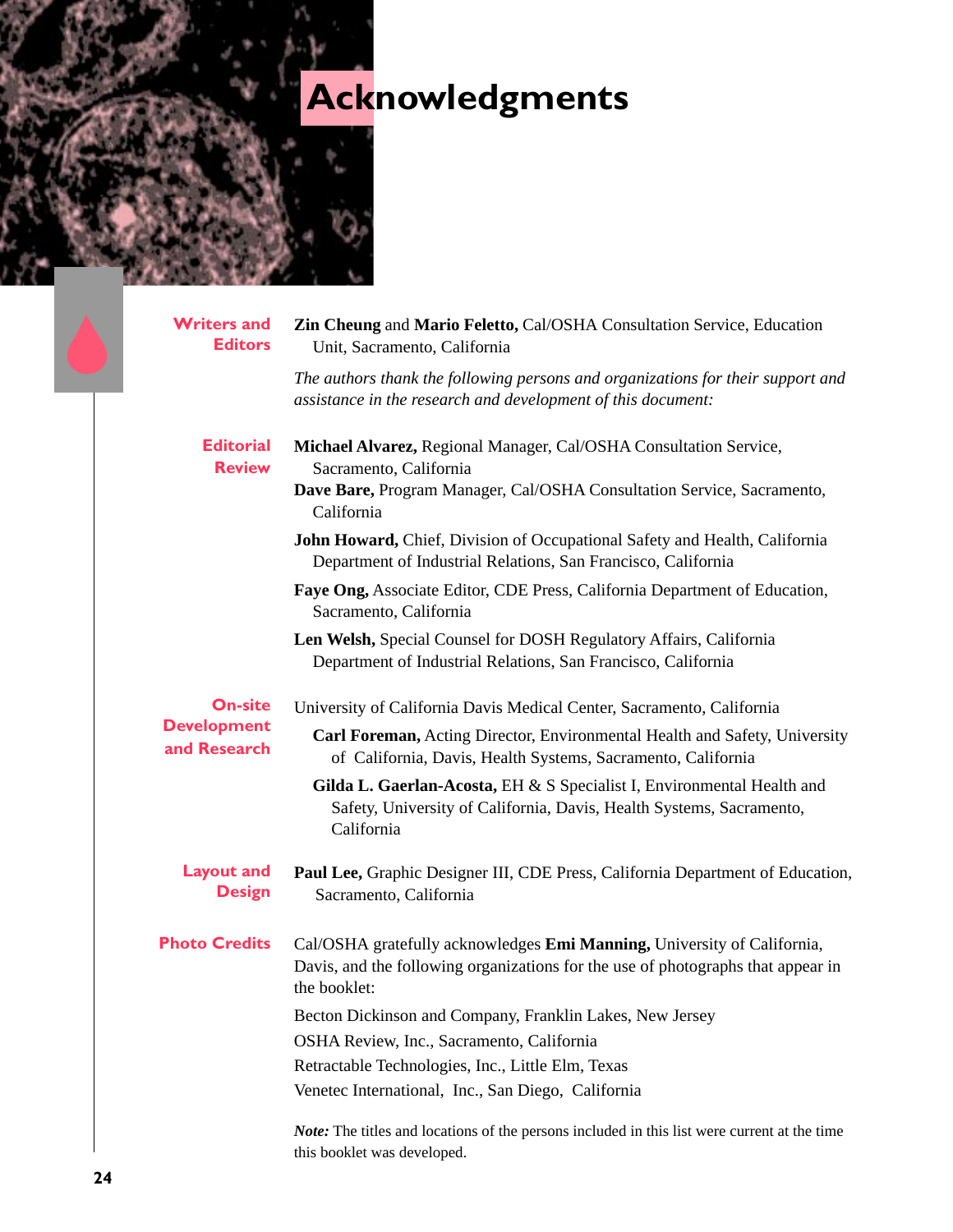# Acknowledgments

**Writers and Editors**

**Zin Cheung** and **Mario Feletto,** Cal/OSHA Consultation Service, Education Unit, Sacramento, California

*The authors thank the following persons and organizations for their support and assistance in the research and development of this document:*

**Editorial Review**

**Michael Alvarez,** Regional Manager, Cal/OSHA Consultation Service, Sacramento, California

**Dave Bare,** Program Manager, Cal/OSHA Consultation Service, Sacramento, California

**John Howard,** Chief, Division of Occupational Safety and Health, California Department of Industrial Relations, San Francisco, California

**Faye Ong,** Associate Editor, CDE Press, California Department of Education, Sacramento, California

**Len Welsh,** Special Counsel for DOSH Regulatory Affairs, California Department of Industrial Relations, San Francisco, California

**On-site Development and Research**

University of California Davis Medical Center, Sacramento, California

**Carl Foreman,** Acting Director, Environmental Health and Safety, University of California, Davis, Health Systems, Sacramento, California

**Gilda L. Gaerlan-Acosta,** EH & S Specialist I, Environmental Health and Safety, University of California, Davis, Health Systems, Sacramento, California

**Layout and Design**

**Paul Lee,** Graphic Designer III, CDE Press, California Department of Education, Sacramento, California

**Photo Credits**

Cal/OSHA gratefully acknowledges **Emi Manning,** University of California, Davis, and the following organizations for the use of photographs that appear in the booklet:

Becton Dickinson and Company, Franklin Lakes, New Jersey

OSHA Review, Inc., Sacramento, California

Retractable Technologies, Inc., Little Elm, Texas

Venetec International, Inc., San Diego, California

***Note:*** The titles and locations of the persons included in this list were current at the time this booklet was developed.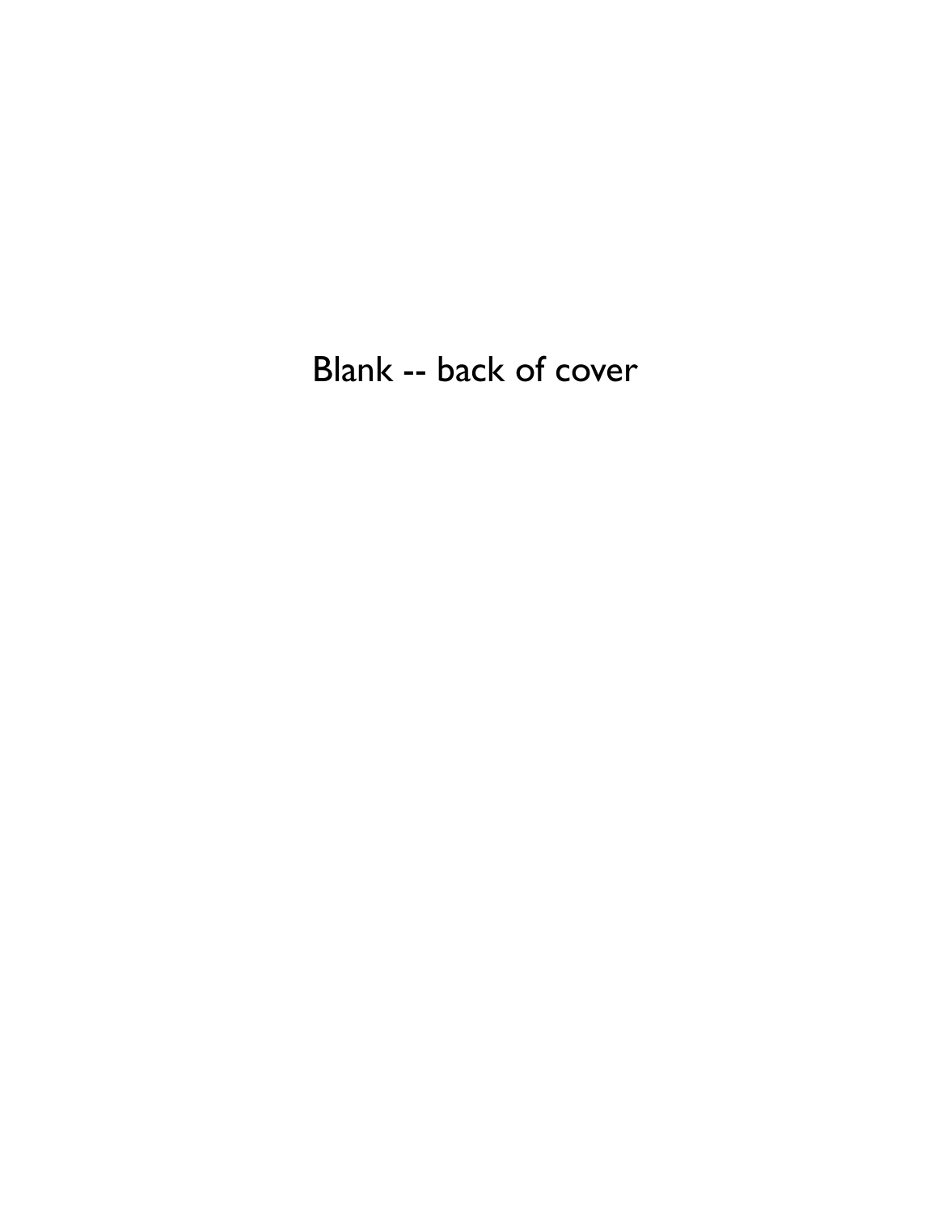Blank -- back of cover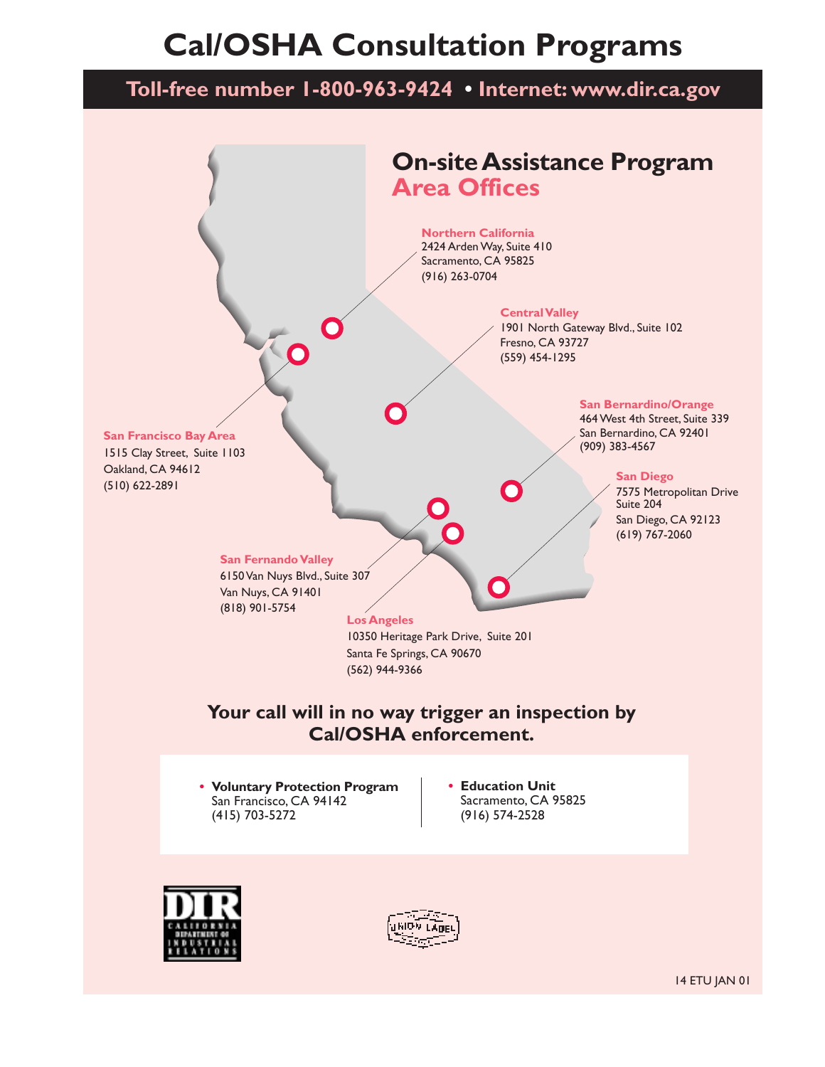# Cal/OSHA Consultation Programs

**Toll-free number 1-800-963-9424 • Internet: www.dir.ca.gov**

## On-site Assistance Program
## Area Offices

**Northern California**
2424 Arden Way, Suite 410
Sacramento, CA 95825
(916) 263-0704

**Central Valley**
1901 North Gateway Blvd., Suite 102
Fresno, CA 93727
(559) 454-1295

**San Bernardino/Orange**
464 West 4th Street, Suite 339
San Bernardino, CA 92401
(909) 383-4567

**San Francisco Bay Area**
1515 Clay Street, Suite 1103
Oakland, CA 94612
(510) 622-2891

**San Diego**
7575 Metropolitan Drive
Suite 204
San Diego, CA 92123
(619) 767-2060

**San Fernando Valley**
6150 Van Nuys Blvd., Suite 307
Van Nuys, CA 91401
(818) 901-5754

**Los Angeles**
10350 Heritage Park Drive, Suite 201
Santa Fe Springs, CA 90670
(562) 944-9366

**Your call will in no way trigger an inspection by Cal/OSHA enforcement.**

- **Voluntary Protection Program**
  San Francisco, CA 94142
  (415) 703-5272

- **Education Unit**
  Sacramento, CA 95825
  (916) 574-2528

DIR
CALIFORNIA DEPARTMENT OF INDUSTRIAL RELATIONS

UNION LABEL

14 ETU JAN 01